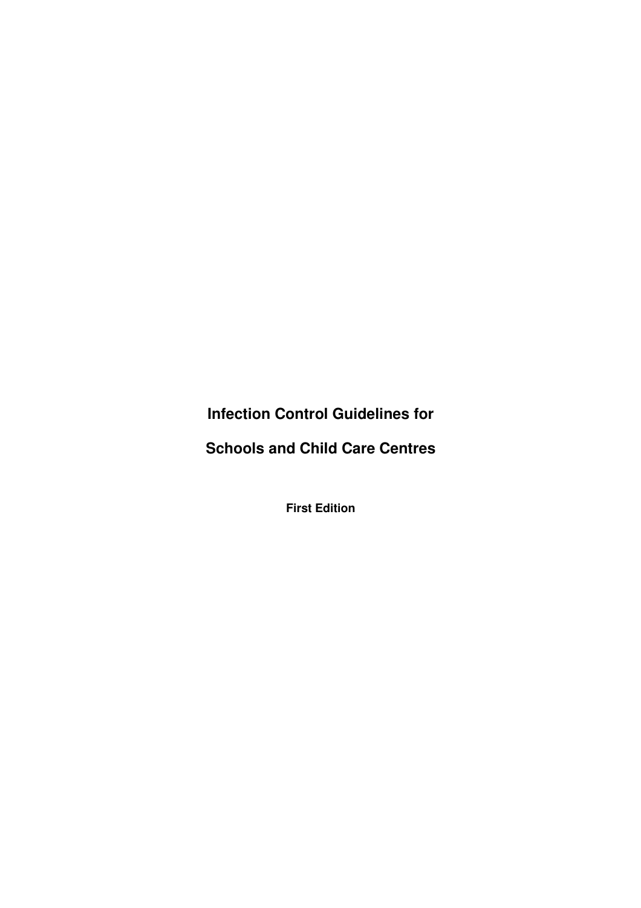# Infection Control Guidelines for

# Schools and Child Care Centres

**First Edition**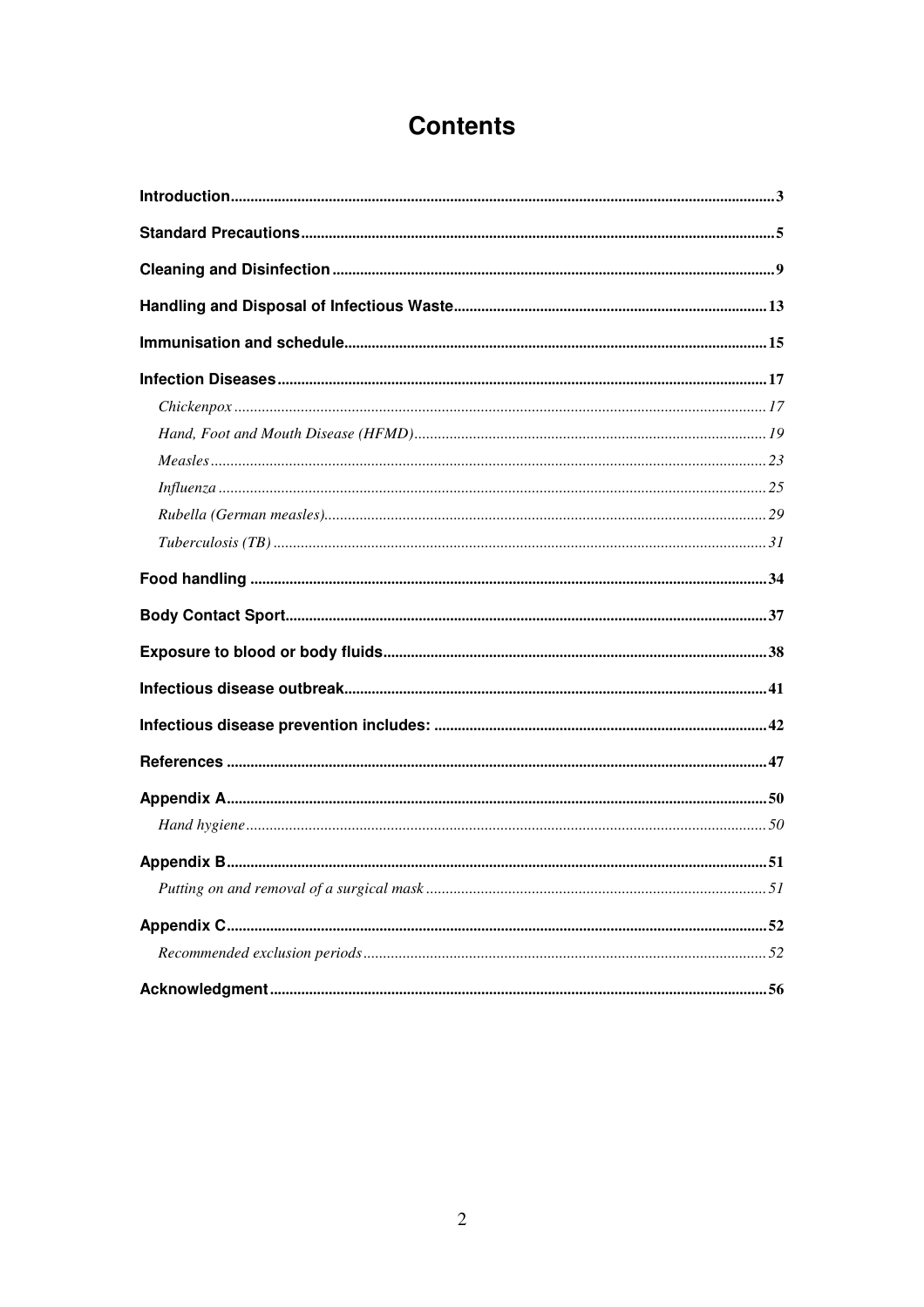# Contents

**Introduction** 3

**Standard Precautions** 5

**Cleaning and Disinfection** 9

**Handling and Disposal of Infectious Waste** 13

**Immunisation and schedule** 15

**Infection Diseases** 17

- *Chickenpox* 17
- *Hand, Foot and Mouth Disease (HFMD)* 19
- *Measles* 23
- *Influenza* 25
- *Rubella (German measles)* 29
- *Tuberculosis (TB)* 31

**Food handling** 34

**Body Contact Sport** 37

**Exposure to blood or body fluids** 38

**Infectious disease outbreak** 41

**Infectious disease prevention includes:** 42

**References** 47

**Appendix A** 50

- *Hand hygiene* 50

**Appendix B** 51

- *Putting on and removal of a surgical mask* 51

**Appendix C** 52

- *Recommended exclusion periods* 52

**Acknowledgment** 56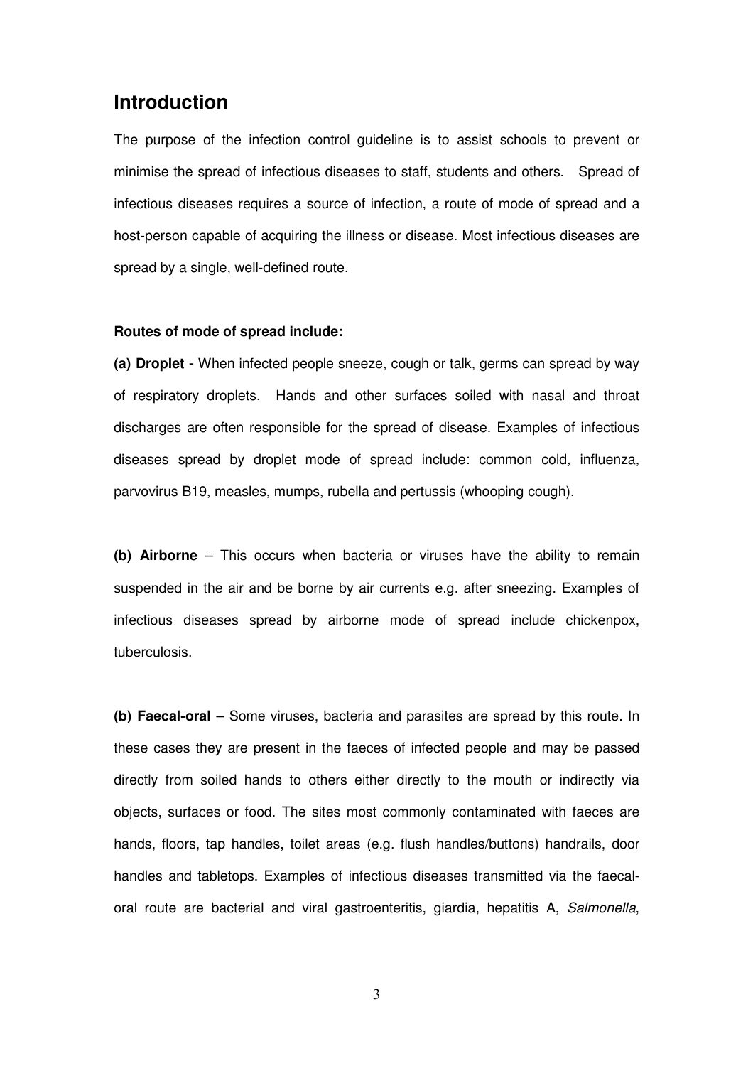## Introduction

The purpose of the infection control guideline is to assist schools to prevent or minimise the spread of infectious diseases to staff, students and others. Spread of infectious diseases requires a source of infection, a route of mode of spread and a host-person capable of acquiring the illness or disease. Most infectious diseases are spread by a single, well-defined route.

**Routes of mode of spread include:**

**(a) Droplet -** When infected people sneeze, cough or talk, germs can spread by way of respiratory droplets. Hands and other surfaces soiled with nasal and throat discharges are often responsible for the spread of disease. Examples of infectious diseases spread by droplet mode of spread include: common cold, influenza, parvovirus B19, measles, mumps, rubella and pertussis (whooping cough).

**(b) Airborne** – This occurs when bacteria or viruses have the ability to remain suspended in the air and be borne by air currents e.g. after sneezing. Examples of infectious diseases spread by airborne mode of spread include chickenpox, tuberculosis.

**(b) Faecal-oral** – Some viruses, bacteria and parasites are spread by this route. In these cases they are present in the faeces of infected people and may be passed directly from soiled hands to others either directly to the mouth or indirectly via objects, surfaces or food. The sites most commonly contaminated with faeces are hands, floors, tap handles, toilet areas (e.g. flush handles/buttons) handrails, door handles and tabletops. Examples of infectious diseases transmitted via the faecal-oral route are bacterial and viral gastroenteritis, giardia, hepatitis A, *Salmonella*,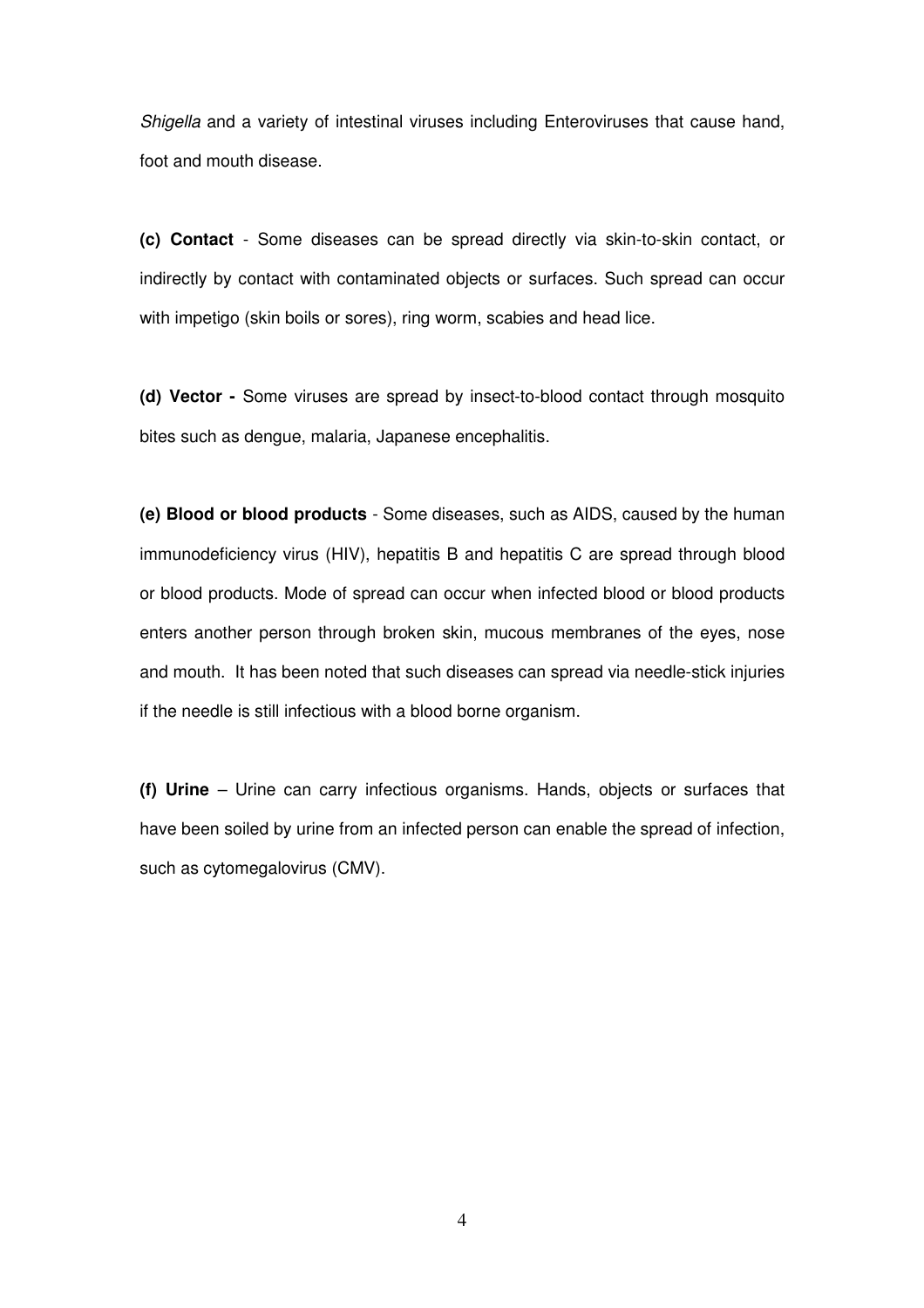*Shigella* and a variety of intestinal viruses including Enteroviruses that cause hand, foot and mouth disease.

**(c) Contact** - Some diseases can be spread directly via skin-to-skin contact, or indirectly by contact with contaminated objects or surfaces. Such spread can occur with impetigo (skin boils or sores), ring worm, scabies and head lice.

**(d) Vector -** Some viruses are spread by insect-to-blood contact through mosquito bites such as dengue, malaria, Japanese encephalitis.

**(e) Blood or blood products** - Some diseases, such as AIDS, caused by the human immunodeficiency virus (HIV), hepatitis B and hepatitis C are spread through blood or blood products. Mode of spread can occur when infected blood or blood products enters another person through broken skin, mucous membranes of the eyes, nose and mouth. It has been noted that such diseases can spread via needle-stick injuries if the needle is still infectious with a blood borne organism.

**(f) Urine** – Urine can carry infectious organisms. Hands, objects or surfaces that have been soiled by urine from an infected person can enable the spread of infection, such as cytomegalovirus (CMV).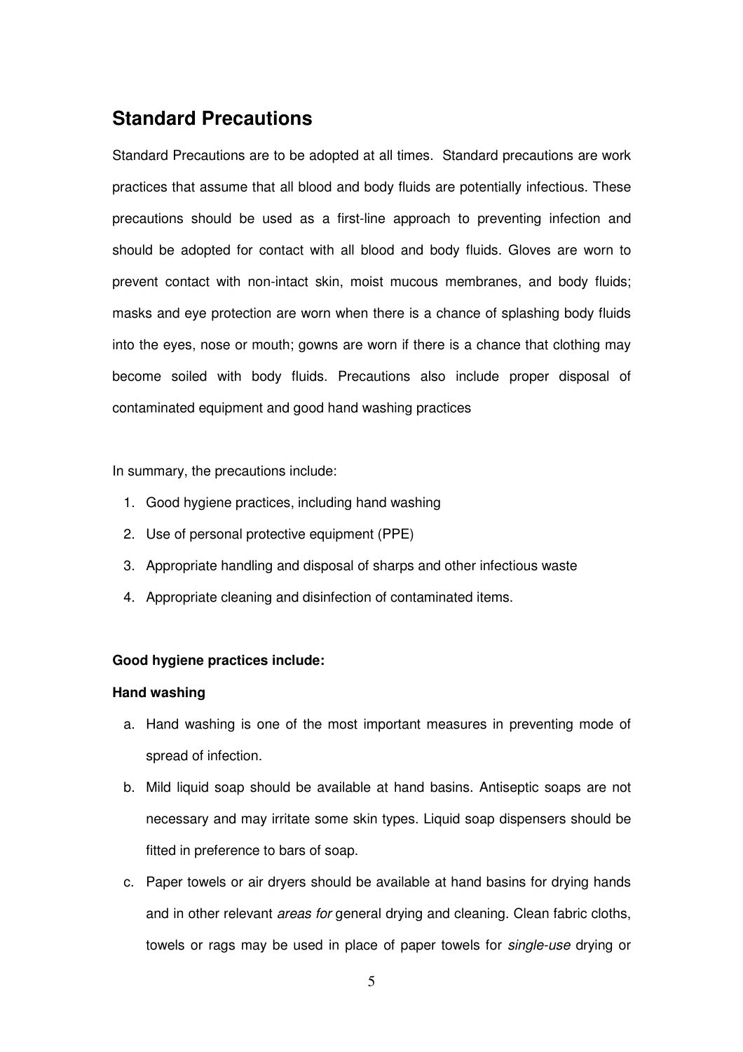## Standard Precautions

Standard Precautions are to be adopted at all times. Standard precautions are work practices that assume that all blood and body fluids are potentially infectious. These precautions should be used as a first-line approach to preventing infection and should be adopted for contact with all blood and body fluids. Gloves are worn to prevent contact with non-intact skin, moist mucous membranes, and body fluids; masks and eye protection are worn when there is a chance of splashing body fluids into the eyes, nose or mouth; gowns are worn if there is a chance that clothing may become soiled with body fluids. Precautions also include proper disposal of contaminated equipment and good hand washing practices

In summary, the precautions include:

1. Good hygiene practices, including hand washing
2. Use of personal protective equipment (PPE)
3. Appropriate handling and disposal of sharps and other infectious waste
4. Appropriate cleaning and disinfection of contaminated items.

**Good hygiene practices include:**

**Hand washing**

a. Hand washing is one of the most important measures in preventing mode of spread of infection.
b. Mild liquid soap should be available at hand basins. Antiseptic soaps are not necessary and may irritate some skin types. Liquid soap dispensers should be fitted in preference to bars of soap.
c. Paper towels or air dryers should be available at hand basins for drying hands and in other relevant *areas for* general drying and cleaning. Clean fabric cloths, towels or rags may be used in place of paper towels for *single-use* drying or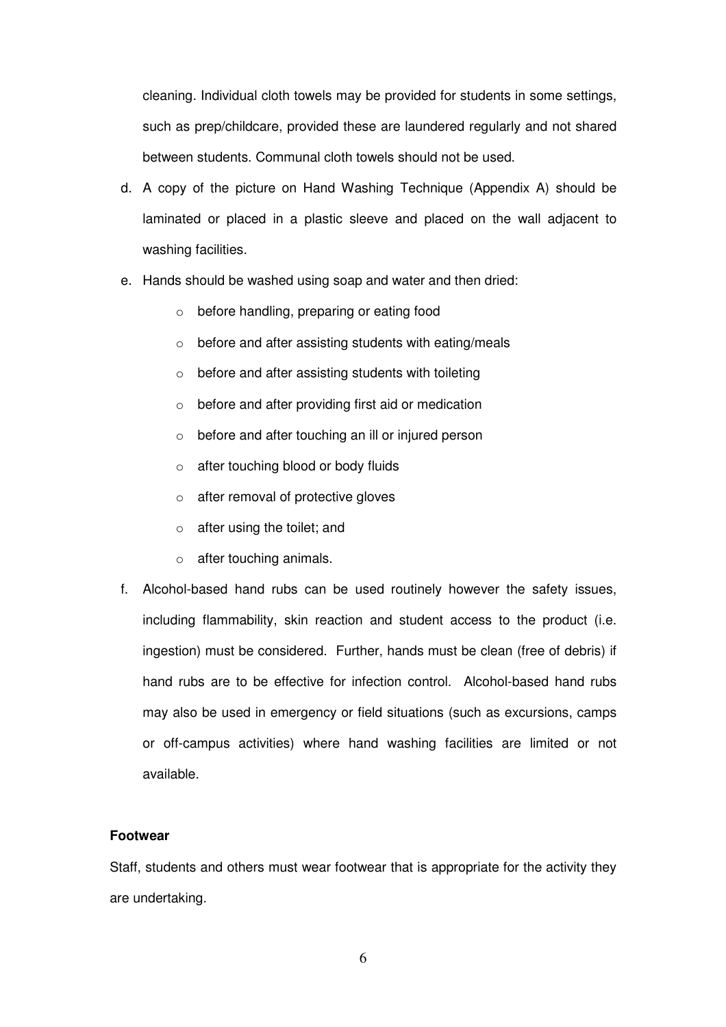cleaning. Individual cloth towels may be provided for students in some settings, such as prep/childcare, provided these are laundered regularly and not shared between students. Communal cloth towels should not be used.

d. A copy of the picture on Hand Washing Technique (Appendix A) should be laminated or placed in a plastic sleeve and placed on the wall adjacent to washing facilities.

e. Hands should be washed using soap and water and then dried:
   - before handling, preparing or eating food
   - before and after assisting students with eating/meals
   - before and after assisting students with toileting
   - before and after providing first aid or medication
   - before and after touching an ill or injured person
   - after touching blood or body fluids
   - after removal of protective gloves
   - after using the toilet; and
   - after touching animals.

f. Alcohol-based hand rubs can be used routinely however the safety issues, including flammability, skin reaction and student access to the product (i.e. ingestion) must be considered. Further, hands must be clean (free of debris) if hand rubs are to be effective for infection control. Alcohol-based hand rubs may also be used in emergency or field situations (such as excursions, camps or off-campus activities) where hand washing facilities are limited or not available.

**Footwear**

Staff, students and others must wear footwear that is appropriate for the activity they are undertaking.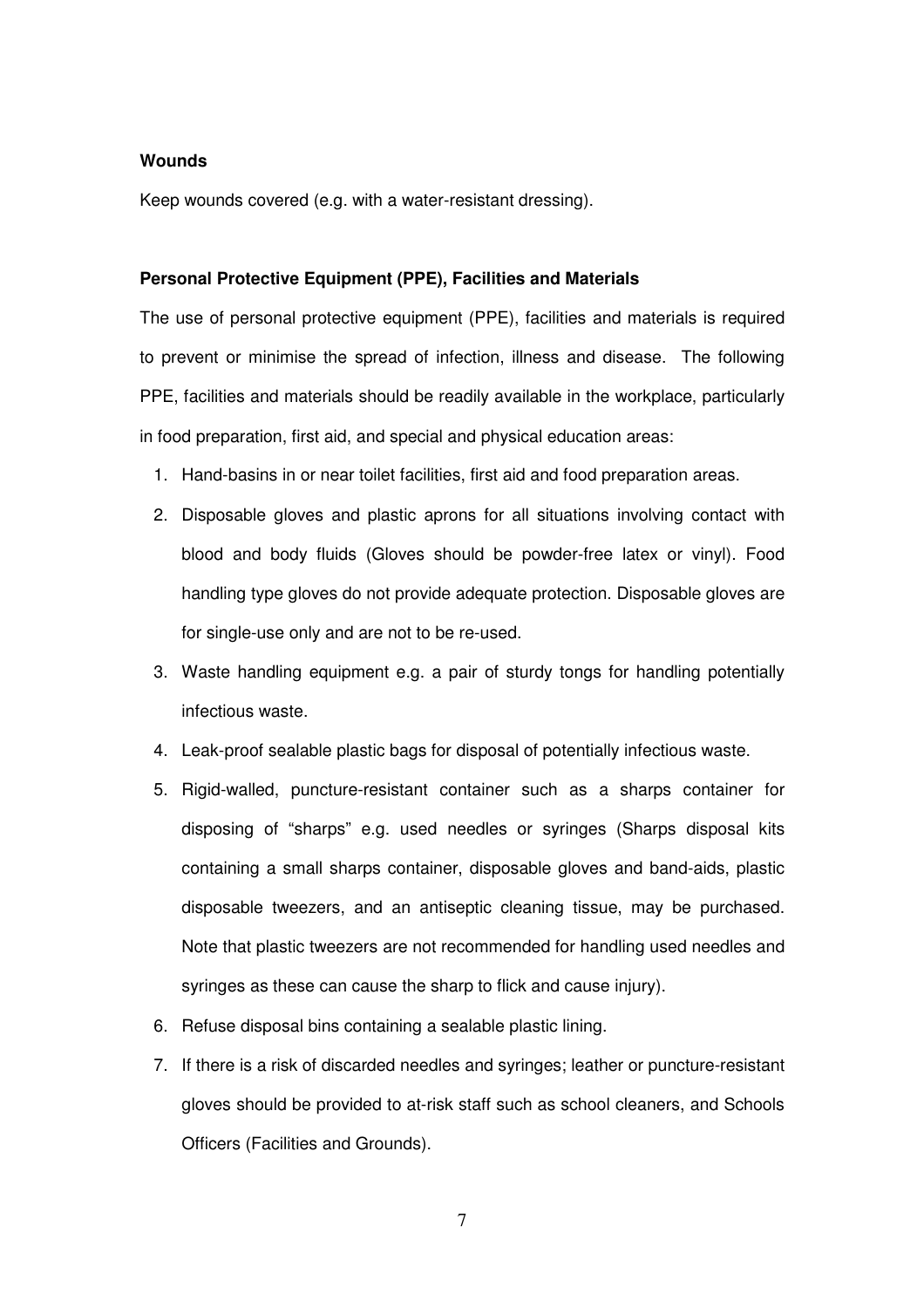**Wounds**

Keep wounds covered (e.g. with a water-resistant dressing).

**Personal Protective Equipment (PPE), Facilities and Materials**

The use of personal protective equipment (PPE), facilities and materials is required to prevent or minimise the spread of infection, illness and disease. The following PPE, facilities and materials should be readily available in the workplace, particularly in food preparation, first aid, and special and physical education areas:

1. Hand-basins in or near toilet facilities, first aid and food preparation areas.
2. Disposable gloves and plastic aprons for all situations involving contact with blood and body fluids (Gloves should be powder-free latex or vinyl). Food handling type gloves do not provide adequate protection. Disposable gloves are for single-use only and are not to be re-used.
3. Waste handling equipment e.g. a pair of sturdy tongs for handling potentially infectious waste.
4. Leak-proof sealable plastic bags for disposal of potentially infectious waste.
5. Rigid-walled, puncture-resistant container such as a sharps container for disposing of "sharps" e.g. used needles or syringes (Sharps disposal kits containing a small sharps container, disposable gloves and band-aids, plastic disposable tweezers, and an antiseptic cleaning tissue, may be purchased. Note that plastic tweezers are not recommended for handling used needles and syringes as these can cause the sharp to flick and cause injury).
6. Refuse disposal bins containing a sealable plastic lining.
7. If there is a risk of discarded needles and syringes; leather or puncture-resistant gloves should be provided to at-risk staff such as school cleaners, and Schools Officers (Facilities and Grounds).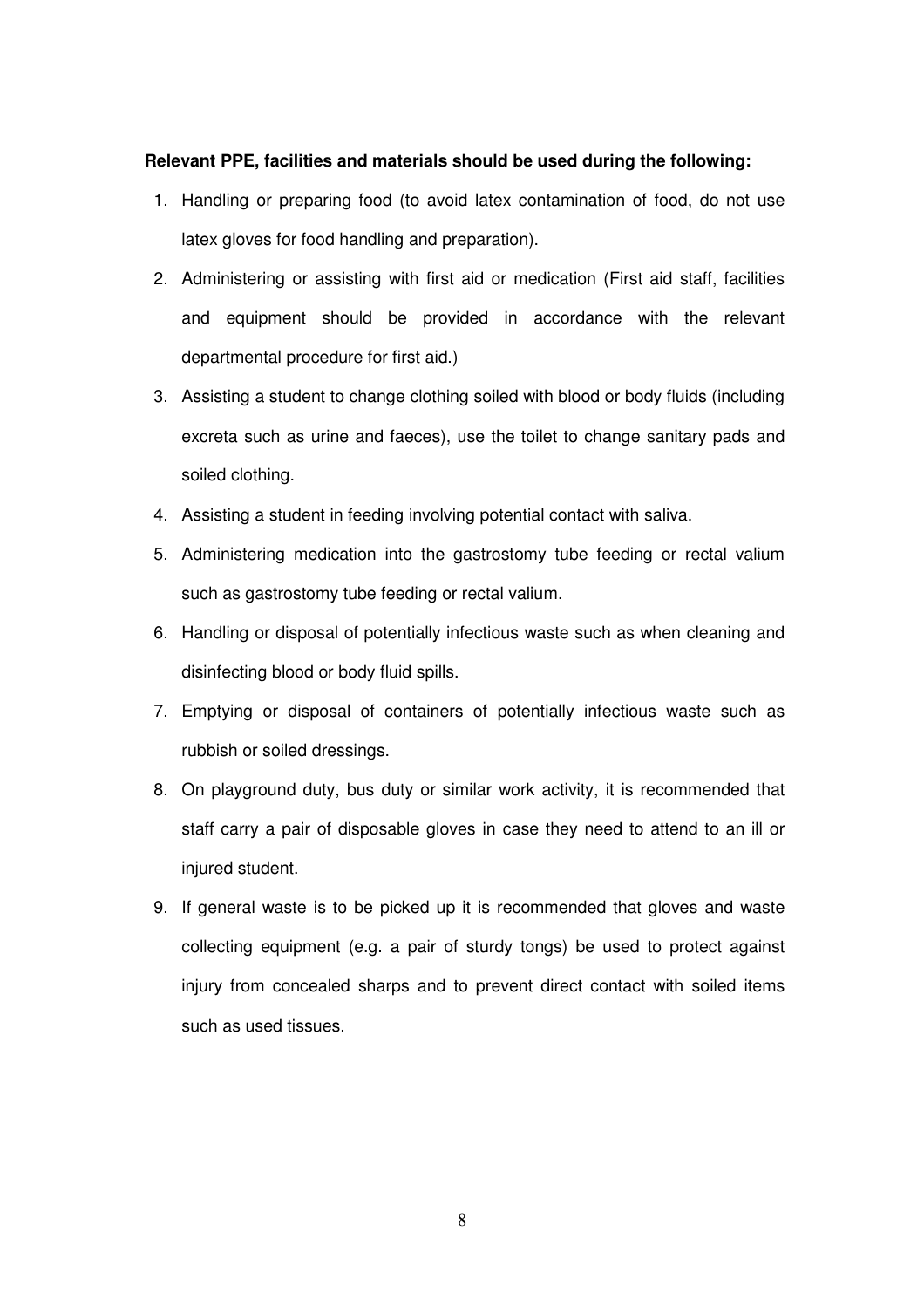**Relevant PPE, facilities and materials should be used during the following:**

1. Handling or preparing food (to avoid latex contamination of food, do not use latex gloves for food handling and preparation).
2. Administering or assisting with first aid or medication (First aid staff, facilities and equipment should be provided in accordance with the relevant departmental procedure for first aid.)
3. Assisting a student to change clothing soiled with blood or body fluids (including excreta such as urine and faeces), use the toilet to change sanitary pads and soiled clothing.
4. Assisting a student in feeding involving potential contact with saliva.
5. Administering medication into the gastrostomy tube feeding or rectal valium such as gastrostomy tube feeding or rectal valium.
6. Handling or disposal of potentially infectious waste such as when cleaning and disinfecting blood or body fluid spills.
7. Emptying or disposal of containers of potentially infectious waste such as rubbish or soiled dressings.
8. On playground duty, bus duty or similar work activity, it is recommended that staff carry a pair of disposable gloves in case they need to attend to an ill or injured student.
9. If general waste is to be picked up it is recommended that gloves and waste collecting equipment (e.g. a pair of sturdy tongs) be used to protect against injury from concealed sharps and to prevent direct contact with soiled items such as used tissues.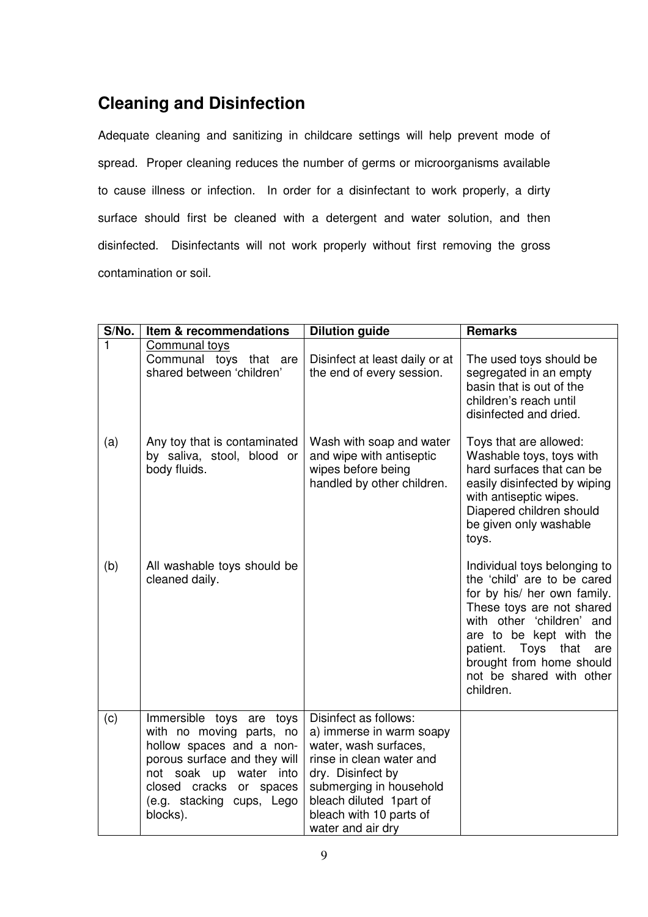## Cleaning and Disinfection

Adequate cleaning and sanitizing in childcare settings will help prevent mode of spread. Proper cleaning reduces the number of germs or microorganisms available to cause illness or infection. In order for a disinfectant to work properly, a dirty surface should first be cleaned with a detergent and water solution, and then disinfected. Disinfectants will not work properly without first removing the gross contamination or soil.

| S/No. | Item & recommendations | Dilution guide | Remarks |
|---|---|---|---|
| 1 | Communal toys<br>Communal toys that are shared between 'children' | Disinfect at least daily or at the end of every session. | The used toys should be segregated in an empty basin that is out of the children's reach until disinfected and dried. |
| (a) | Any toy that is contaminated by saliva, stool, blood or body fluids. | Wash with soap and water and wipe with antiseptic wipes before being handled by other children. | Toys that are allowed: Washable toys, toys with hard surfaces that can be easily disinfected by wiping with antiseptic wipes. Diapered children should be given only washable toys. |
| (b) | All washable toys should be cleaned daily. | | Individual toys belonging to the 'child' are to be cared for by his/ her own family. These toys are not shared with other 'children' and are to be kept with the patient. Toys that are brought from home should not be shared with other children. |
| (c) | Immersible toys are toys with no moving parts, no hollow spaces and a non-porous surface and they will not soak up water into closed cracks or spaces (e.g. stacking cups, Lego blocks). | Disinfect as follows:<br>a) immerse in warm soapy water, wash surfaces, rinse in clean water and dry. Disinfect by submerging in household bleach diluted 1part of bleach with 10 parts of water and air dry | |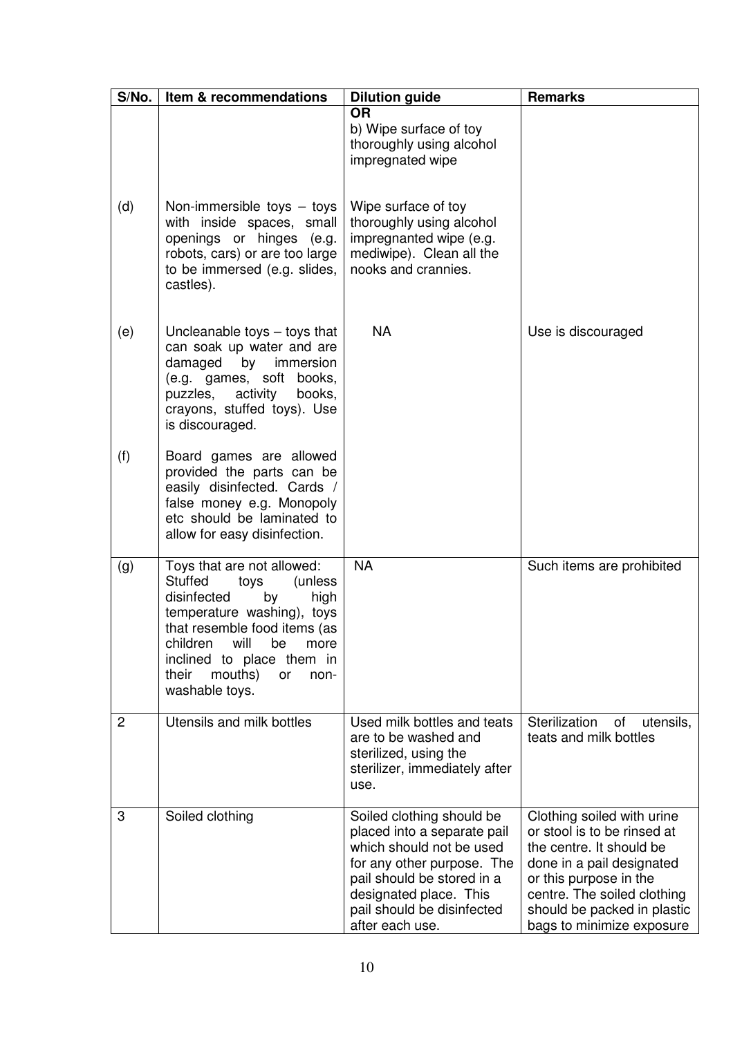| S/No. | Item & recommendations | Dilution guide | Remarks |
|---|---|---|---|
| | | **OR**<br>b) Wipe surface of toy thoroughly using alcohol impregnated wipe | |
| (d) | Non-immersible toys – toys with inside spaces, small openings or hinges (e.g. robots, cars) or are too large to be immersed (e.g. slides, castles). | Wipe surface of toy thoroughly using alcohol impregnanted wipe (e.g. mediwipe). Clean all the nooks and crannies. | |
| (e) | Uncleanable toys – toys that can soak up water and are damaged by immersion (e.g. games, soft books, puzzles, activity books, crayons, stuffed toys). Use is discouraged. | NA | Use is discouraged |
| (f) | Board games are allowed provided the parts can be easily disinfected. Cards / false money e.g. Monopoly etc should be laminated to allow for easy disinfection. | | |
| (g) | Toys that are not allowed: Stuffed toys (unless disinfected by high temperature washing), toys that resemble food items (as children will be more inclined to place them in their mouths) or non-washable toys. | NA | Such items are prohibited |
| 2 | Utensils and milk bottles | Used milk bottles and teats are to be washed and sterilized, using the sterilizer, immediately after use. | Sterilization of utensils, teats and milk bottles |
| 3 | Soiled clothing | Soiled clothing should be placed into a separate pail which should not be used for any other purpose. The pail should be stored in a designated place. This pail should be disinfected after each use. | Clothing soiled with urine or stool is to be rinsed at the centre. It should be done in a pail designated or this purpose in the centre. The soiled clothing should be packed in plastic bags to minimize exposure |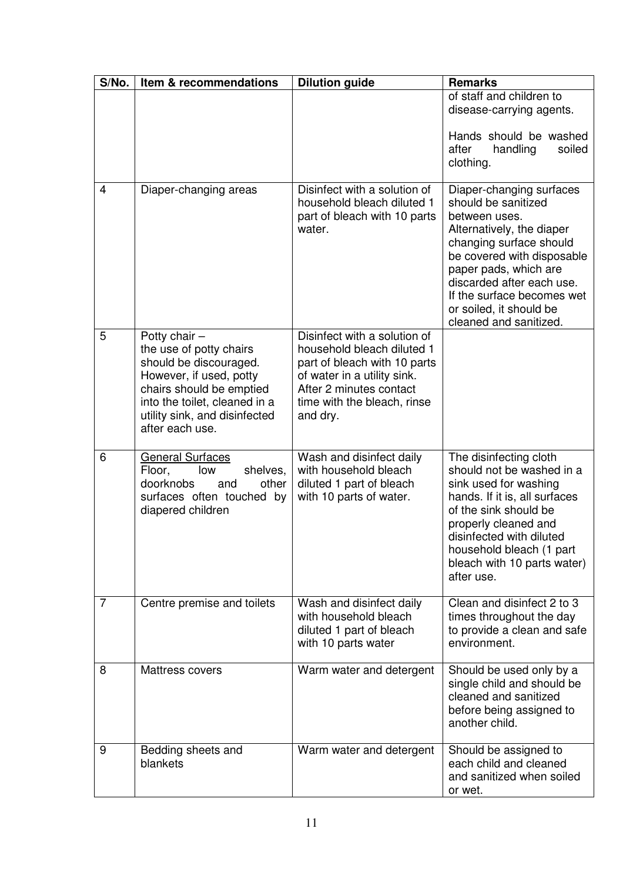| S/No. | Item & recommendations | Dilution guide | Remarks |
|---|---|---|---|
| | | | of staff and children to disease-carrying agents. Hands should be washed after handling soiled clothing. |
| 4 | Diaper-changing areas | Disinfect with a solution of household bleach diluted 1 part of bleach with 10 parts water. | Diaper-changing surfaces should be sanitized between uses. Alternatively, the diaper changing surface should be covered with disposable paper pads, which are discarded after each use. If the surface becomes wet or soiled, it should be cleaned and sanitized. |
| 5 | Potty chair – the use of potty chairs should be discouraged. However, if used, potty chairs should be emptied into the toilet, cleaned in a utility sink, and disinfected after each use. | Disinfect with a solution of household bleach diluted 1 part of bleach with 10 parts of water in a utility sink. After 2 minutes contact time with the bleach, rinse and dry. | |
| 6 | <u>General Surfaces</u> Floor, low shelves, doorknobs and other surfaces often touched by diapered children | Wash and disinfect daily with household bleach diluted 1 part of bleach with 10 parts of water. | The disinfecting cloth should not be washed in a sink used for washing hands. If it is, all surfaces of the sink should be properly cleaned and disinfected with diluted household bleach (1 part bleach with 10 parts water) after use. |
| 7 | Centre premise and toilets | Wash and disinfect daily with household bleach diluted 1 part of bleach with 10 parts water | Clean and disinfect 2 to 3 times throughout the day to provide a clean and safe environment. |
| 8 | Mattress covers | Warm water and detergent | Should be used only by a single child and should be cleaned and sanitized before being assigned to another child. |
| 9 | Bedding sheets and blankets | Warm water and detergent | Should be assigned to each child and cleaned and sanitized when soiled or wet. |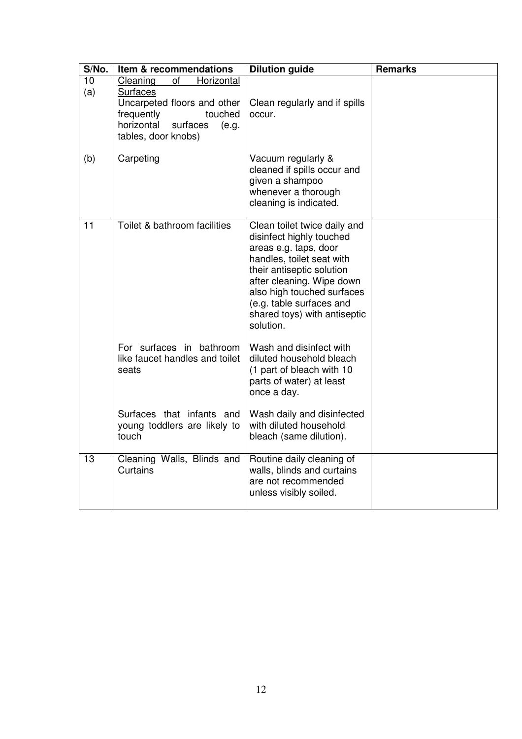| S/No. | Item & recommendations | Dilution guide | Remarks |
|---|---|---|---|
| 10 (a) | <u>Cleaning of Horizontal Surfaces</u> Uncarpeted floors and other frequently touched horizontal surfaces (e.g. tables, door knobs) | Clean regularly and if spills occur. | |
| (b) | Carpeting | Vacuum regularly & cleaned if spills occur and given a shampoo whenever a thorough cleaning is indicated. | |
| 11 | Toilet & bathroom facilities | Clean toilet twice daily and disinfect highly touched areas e.g. taps, door handles, toilet seat with their antiseptic solution after cleaning. Wipe down also high touched surfaces (e.g. table surfaces and shared toys) with antiseptic solution. | |
| | For surfaces in bathroom like faucet handles and toilet seats | Wash and disinfect with diluted household bleach (1 part of bleach with 10 parts of water) at least once a day. | |
| | Surfaces that infants and young toddlers are likely to touch | Wash daily and disinfected with diluted household bleach (same dilution). | |
| 13 | Cleaning Walls, Blinds and Curtains | Routine daily cleaning of walls, blinds and curtains are not recommended unless visibly soiled. | |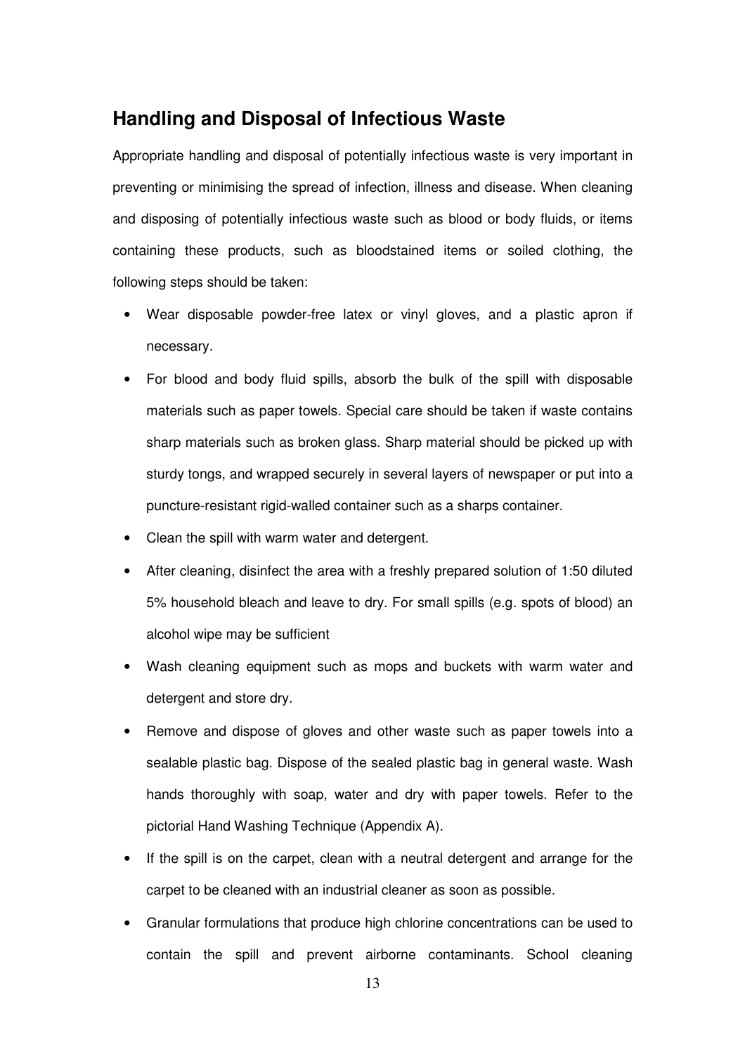## Handling and Disposal of Infectious Waste

Appropriate handling and disposal of potentially infectious waste is very important in preventing or minimising the spread of infection, illness and disease. When cleaning and disposing of potentially infectious waste such as blood or body fluids, or items containing these products, such as bloodstained items or soiled clothing, the following steps should be taken:

- Wear disposable powder-free latex or vinyl gloves, and a plastic apron if necessary.
- For blood and body fluid spills, absorb the bulk of the spill with disposable materials such as paper towels. Special care should be taken if waste contains sharp materials such as broken glass. Sharp material should be picked up with sturdy tongs, and wrapped securely in several layers of newspaper or put into a puncture-resistant rigid-walled container such as a sharps container.
- Clean the spill with warm water and detergent.
- After cleaning, disinfect the area with a freshly prepared solution of 1:50 diluted 5% household bleach and leave to dry. For small spills (e.g. spots of blood) an alcohol wipe may be sufficient
- Wash cleaning equipment such as mops and buckets with warm water and detergent and store dry.
- Remove and dispose of gloves and other waste such as paper towels into a sealable plastic bag. Dispose of the sealed plastic bag in general waste. Wash hands thoroughly with soap, water and dry with paper towels. Refer to the pictorial Hand Washing Technique (Appendix A).
- If the spill is on the carpet, clean with a neutral detergent and arrange for the carpet to be cleaned with an industrial cleaner as soon as possible.
- Granular formulations that produce high chlorine concentrations can be used to contain the spill and prevent airborne contaminants. School cleaning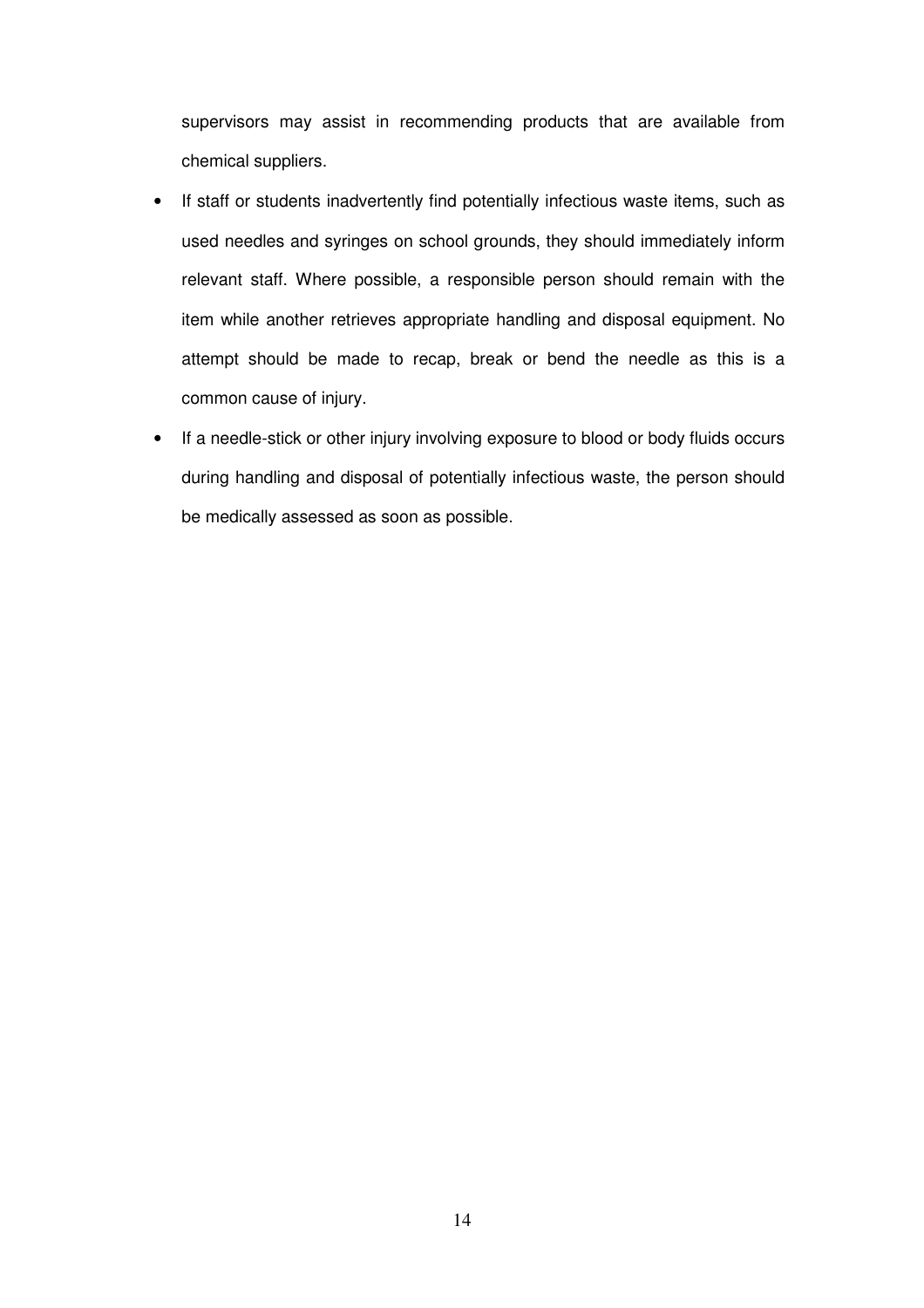supervisors may assist in recommending products that are available from chemical suppliers.

- If staff or students inadvertently find potentially infectious waste items, such as used needles and syringes on school grounds, they should immediately inform relevant staff. Where possible, a responsible person should remain with the item while another retrieves appropriate handling and disposal equipment. No attempt should be made to recap, break or bend the needle as this is a common cause of injury.
- If a needle-stick or other injury involving exposure to blood or body fluids occurs during handling and disposal of potentially infectious waste, the person should be medically assessed as soon as possible.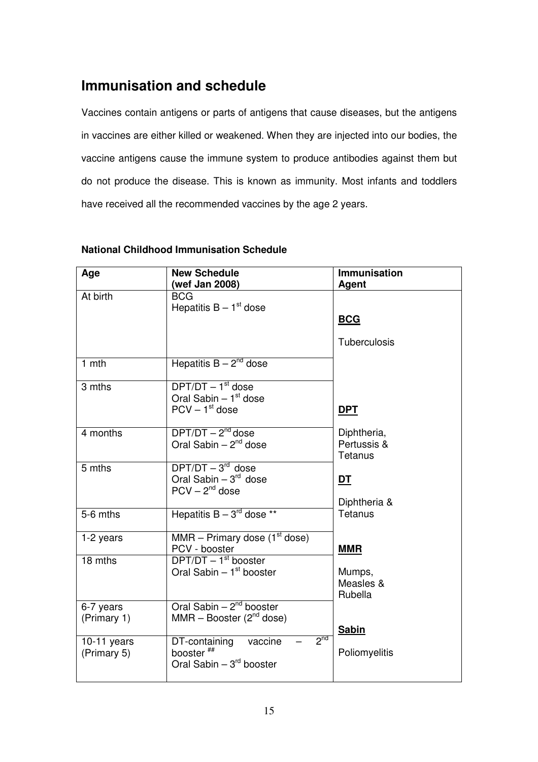## Immunisation and schedule

Vaccines contain antigens or parts of antigens that cause diseases, but the antigens in vaccines are either killed or weakened. When they are injected into our bodies, the vaccine antigens cause the immune system to produce antibodies against them but do not produce the disease. This is known as immunity. Most infants and toddlers have received all the recommended vaccines by the age 2 years.

**National Childhood Immunisation Schedule**

| Age | New Schedule (wef Jan 2008) | Immunisation Agent |
|---|---|---|
| At birth | BCG<br>Hepatitis B – 1st dose | **BCG**<br>Tuberculosis |
| 1 mth | Hepatitis B – 2nd dose | |
| 3 mths | DPT/DT – 1st dose<br>Oral Sabin – 1st dose<br>PCV – 1st dose | **DPT** |
| 4 months | DPT/DT – 2nd dose<br>Oral Sabin – 2nd dose | Diphtheria, Pertussis & Tetanus |
| 5 mths | DPT/DT – 3rd dose<br>Oral Sabin – 3rd dose<br>PCV – 2nd dose | **DT**<br>Diphtheria & |
| 5-6 mths | Hepatitis B – 3rd dose ** | Tetanus |
| 1-2 years | MMR – Primary dose (1st dose)<br>PCV - booster | **MMR** |
| 18 mths | DPT/DT – 1st booster<br>Oral Sabin – 1st booster | Mumps, Measles & Rubella |
| 6-7 years (Primary 1) | Oral Sabin – 2nd booster<br>MMR – Booster (2nd dose) | **Sabin** |
| 10-11 years (Primary 5) | DT-containing vaccine – 2nd booster ##<br>Oral Sabin – 3rd booster | Poliomyelitis |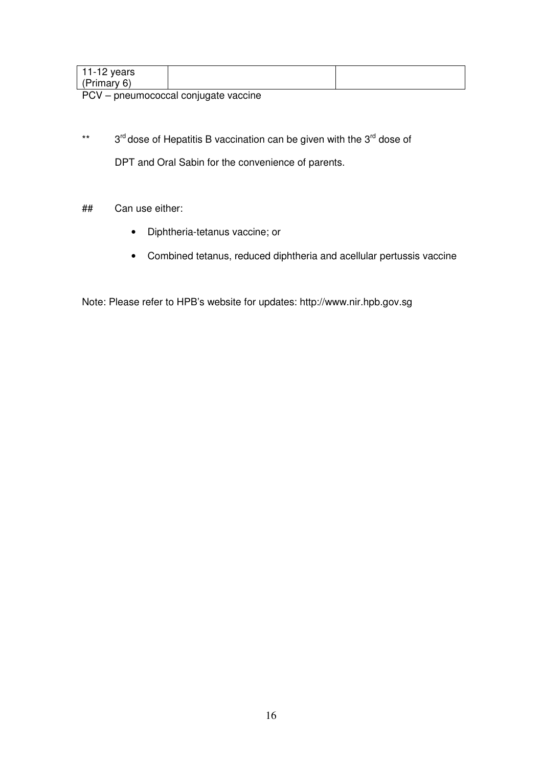| 11-12 years (Primary 6) | | |
|---|---|---|

PCV – pneumococcal conjugate vaccine

** 3rd dose of Hepatitis B vaccination can be given with the 3rd dose of DPT and Oral Sabin for the convenience of parents.

## Can use either:

- Diphtheria-tetanus vaccine; or
- Combined tetanus, reduced diphtheria and acellular pertussis vaccine

Note: Please refer to HPB's website for updates: http://www.nir.hpb.gov.sg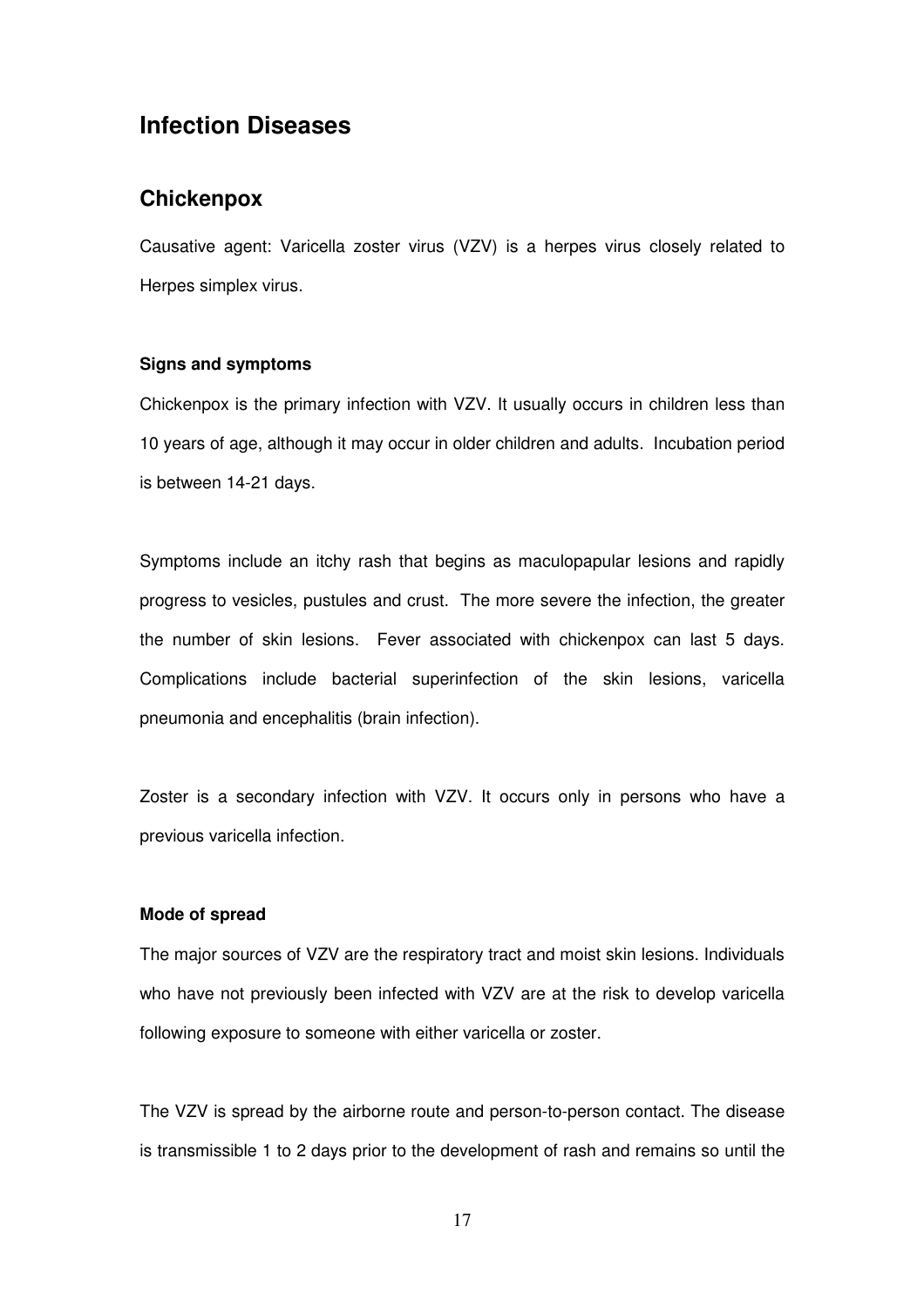# Infection Diseases

## Chickenpox

Causative agent: Varicella zoster virus (VZV) is a herpes virus closely related to Herpes simplex virus.

### Signs and symptoms

Chickenpox is the primary infection with VZV. It usually occurs in children less than 10 years of age, although it may occur in older children and adults. Incubation period is between 14-21 days.

Symptoms include an itchy rash that begins as maculopapular lesions and rapidly progress to vesicles, pustules and crust. The more severe the infection, the greater the number of skin lesions. Fever associated with chickenpox can last 5 days. Complications include bacterial superinfection of the skin lesions, varicella pneumonia and encephalitis (brain infection).

Zoster is a secondary infection with VZV. It occurs only in persons who have a previous varicella infection.

### Mode of spread

The major sources of VZV are the respiratory tract and moist skin lesions. Individuals who have not previously been infected with VZV are at the risk to develop varicella following exposure to someone with either varicella or zoster.

The VZV is spread by the airborne route and person-to-person contact. The disease is transmissible 1 to 2 days prior to the development of rash and remains so until the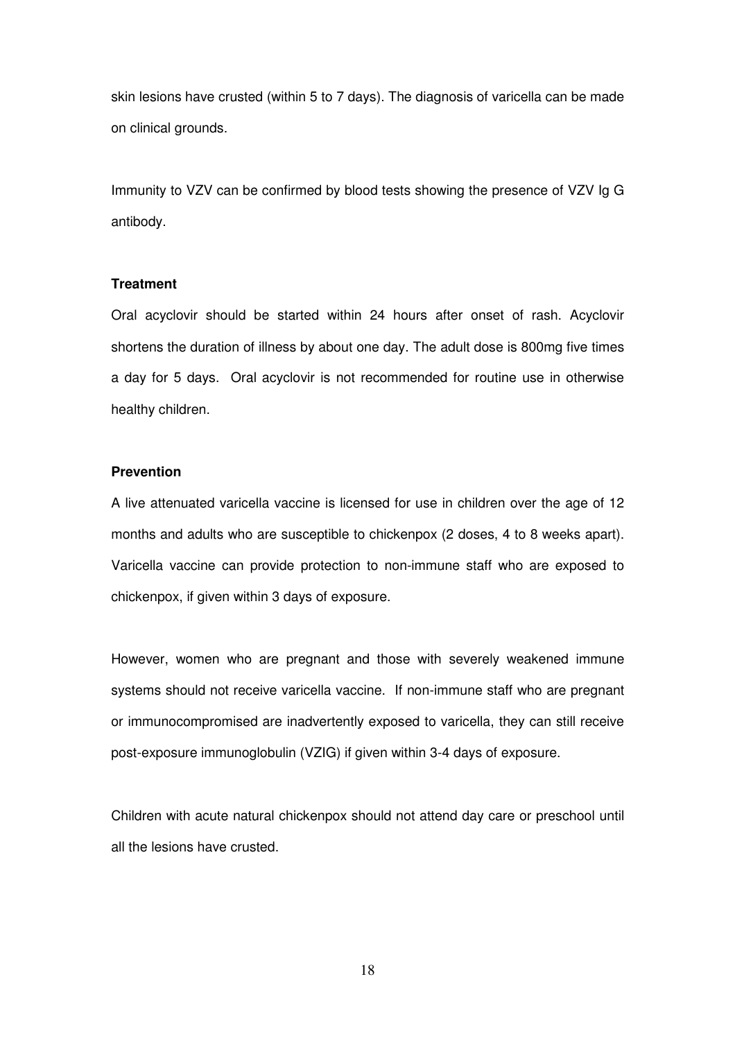skin lesions have crusted (within 5 to 7 days). The diagnosis of varicella can be made on clinical grounds.

Immunity to VZV can be confirmed by blood tests showing the presence of VZV Ig G antibody.

**Treatment**

Oral acyclovir should be started within 24 hours after onset of rash. Acyclovir shortens the duration of illness by about one day. The adult dose is 800mg five times a day for 5 days. Oral acyclovir is not recommended for routine use in otherwise healthy children.

**Prevention**

A live attenuated varicella vaccine is licensed for use in children over the age of 12 months and adults who are susceptible to chickenpox (2 doses, 4 to 8 weeks apart). Varicella vaccine can provide protection to non-immune staff who are exposed to chickenpox, if given within 3 days of exposure.

However, women who are pregnant and those with severely weakened immune systems should not receive varicella vaccine. If non-immune staff who are pregnant or immunocompromised are inadvertently exposed to varicella, they can still receive post-exposure immunoglobulin (VZIG) if given within 3-4 days of exposure.

Children with acute natural chickenpox should not attend day care or preschool until all the lesions have crusted.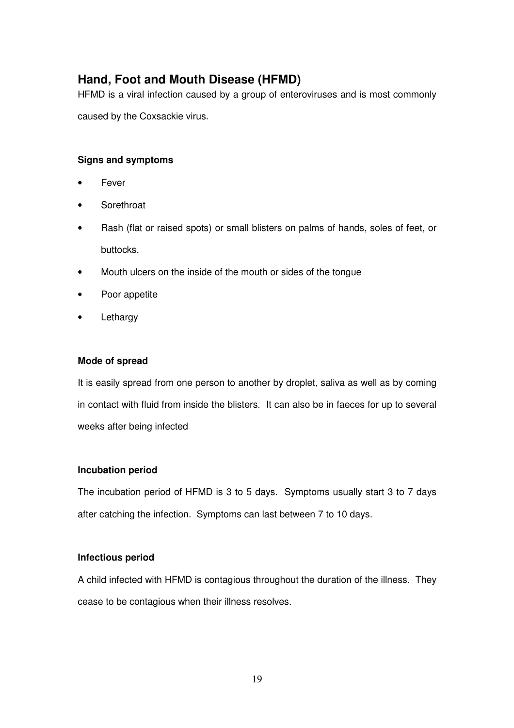## Hand, Foot and Mouth Disease (HFMD)

HFMD is a viral infection caused by a group of enteroviruses and is most commonly caused by the Coxsackie virus.

**Signs and symptoms**

- Fever
- Sorethroat
- Rash (flat or raised spots) or small blisters on palms of hands, soles of feet, or buttocks.
- Mouth ulcers on the inside of the mouth or sides of the tongue
- Poor appetite
- Lethargy

**Mode of spread**

It is easily spread from one person to another by droplet, saliva as well as by coming in contact with fluid from inside the blisters. It can also be in faeces for up to several weeks after being infected

**Incubation period**

The incubation period of HFMD is 3 to 5 days. Symptoms usually start 3 to 7 days after catching the infection. Symptoms can last between 7 to 10 days.

**Infectious period**

A child infected with HFMD is contagious throughout the duration of the illness. They cease to be contagious when their illness resolves.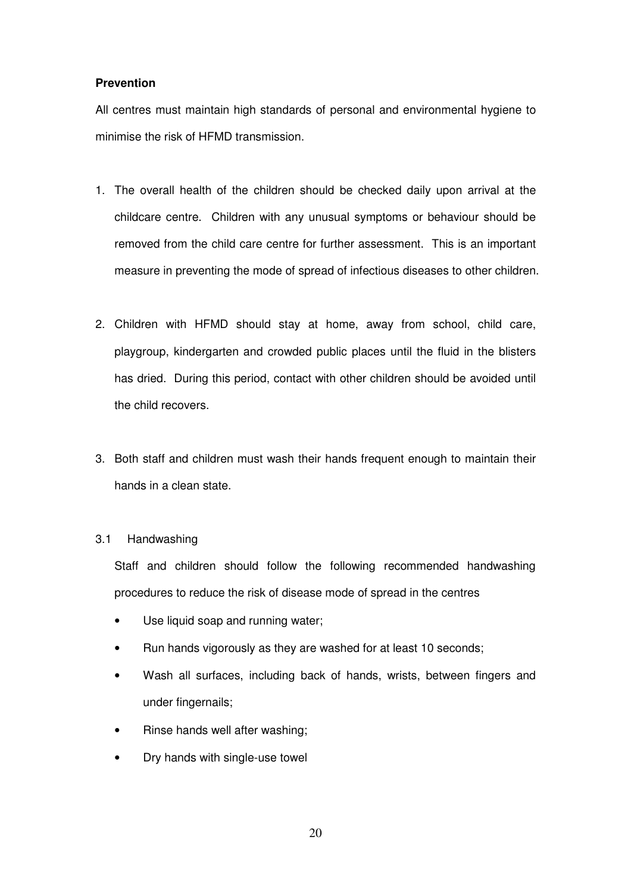**Prevention**

All centres must maintain high standards of personal and environmental hygiene to minimise the risk of HFMD transmission.

1. The overall health of the children should be checked daily upon arrival at the childcare centre. Children with any unusual symptoms or behaviour should be removed from the child care centre for further assessment. This is an important measure in preventing the mode of spread of infectious diseases to other children.

2. Children with HFMD should stay at home, away from school, child care, playgroup, kindergarten and crowded public places until the fluid in the blisters has dried. During this period, contact with other children should be avoided until the child recovers.

3. Both staff and children must wash their hands frequent enough to maintain their hands in a clean state.

3.1 Handwashing

Staff and children should follow the following recommended handwashing procedures to reduce the risk of disease mode of spread in the centres

- Use liquid soap and running water;
- Run hands vigorously as they are washed for at least 10 seconds;
- Wash all surfaces, including back of hands, wrists, between fingers and under fingernails;
- Rinse hands well after washing;
- Dry hands with single-use towel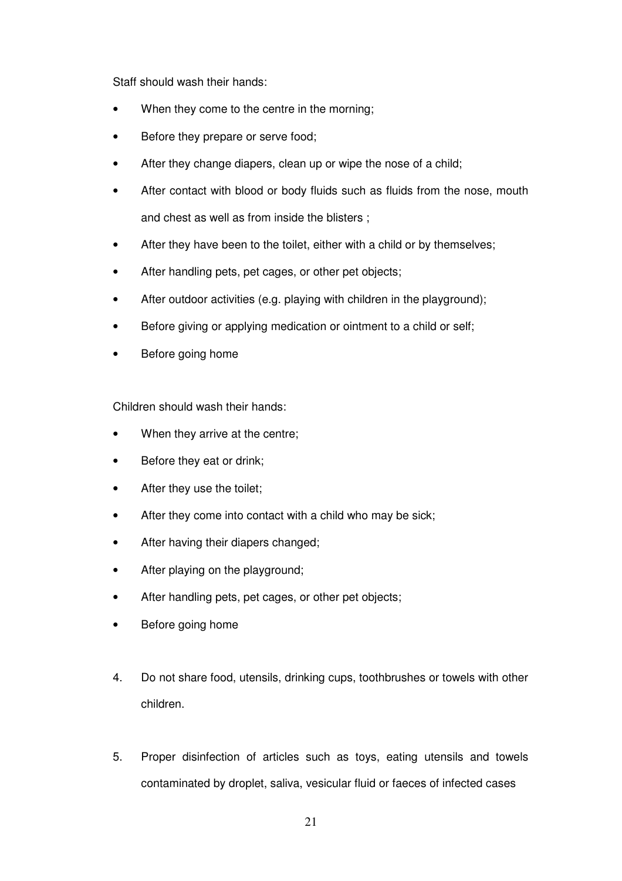Staff should wash their hands:

- When they come to the centre in the morning;
- Before they prepare or serve food;
- After they change diapers, clean up or wipe the nose of a child;
- After contact with blood or body fluids such as fluids from the nose, mouth and chest as well as from inside the blisters ;
- After they have been to the toilet, either with a child or by themselves;
- After handling pets, pet cages, or other pet objects;
- After outdoor activities (e.g. playing with children in the playground);
- Before giving or applying medication or ointment to a child or self;
- Before going home

Children should wash their hands:

- When they arrive at the centre;
- Before they eat or drink;
- After they use the toilet;
- After they come into contact with a child who may be sick;
- After having their diapers changed;
- After playing on the playground;
- After handling pets, pet cages, or other pet objects;
- Before going home

4. Do not share food, utensils, drinking cups, toothbrushes or towels with other children.

5. Proper disinfection of articles such as toys, eating utensils and towels contaminated by droplet, saliva, vesicular fluid or faeces of infected cases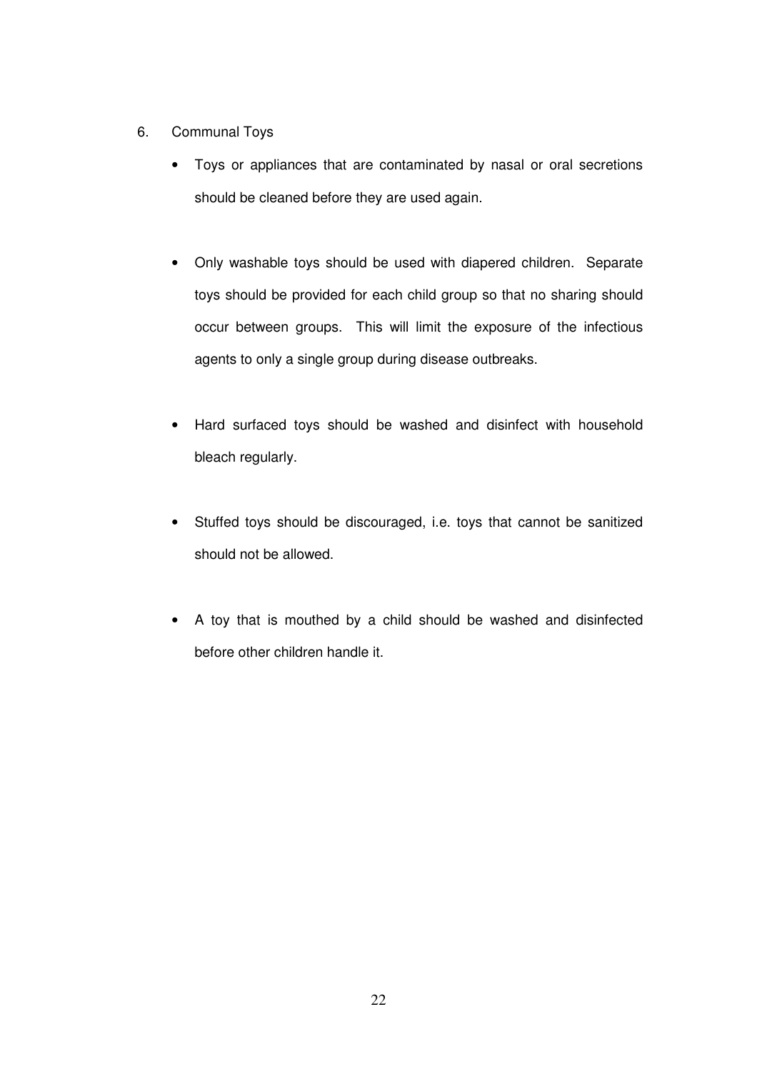6. Communal Toys

- Toys or appliances that are contaminated by nasal or oral secretions should be cleaned before they are used again.

- Only washable toys should be used with diapered children. Separate toys should be provided for each child group so that no sharing should occur between groups. This will limit the exposure of the infectious agents to only a single group during disease outbreaks.

- Hard surfaced toys should be washed and disinfect with household bleach regularly.

- Stuffed toys should be discouraged, i.e. toys that cannot be sanitized should not be allowed.

- A toy that is mouthed by a child should be washed and disinfected before other children handle it.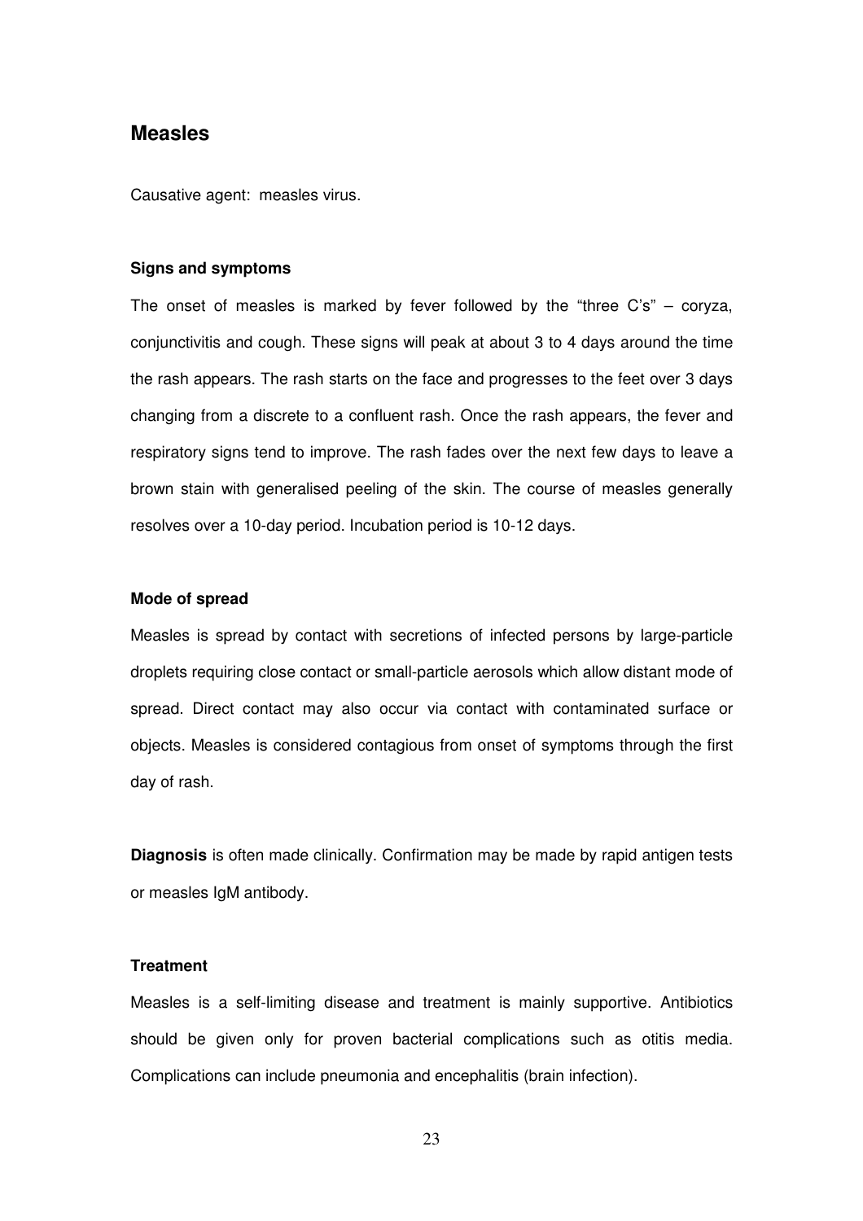## Measles

Causative agent: measles virus.

### Signs and symptoms

The onset of measles is marked by fever followed by the "three C's" – coryza, conjunctivitis and cough. These signs will peak at about 3 to 4 days around the time the rash appears. The rash starts on the face and progresses to the feet over 3 days changing from a discrete to a confluent rash. Once the rash appears, the fever and respiratory signs tend to improve. The rash fades over the next few days to leave a brown stain with generalised peeling of the skin. The course of measles generally resolves over a 10-day period. Incubation period is 10-12 days.

### Mode of spread

Measles is spread by contact with secretions of infected persons by large-particle droplets requiring close contact or small-particle aerosols which allow distant mode of spread. Direct contact may also occur via contact with contaminated surface or objects. Measles is considered contagious from onset of symptoms through the first day of rash.

**Diagnosis** is often made clinically. Confirmation may be made by rapid antigen tests or measles IgM antibody.

### Treatment

Measles is a self-limiting disease and treatment is mainly supportive. Antibiotics should be given only for proven bacterial complications such as otitis media. Complications can include pneumonia and encephalitis (brain infection).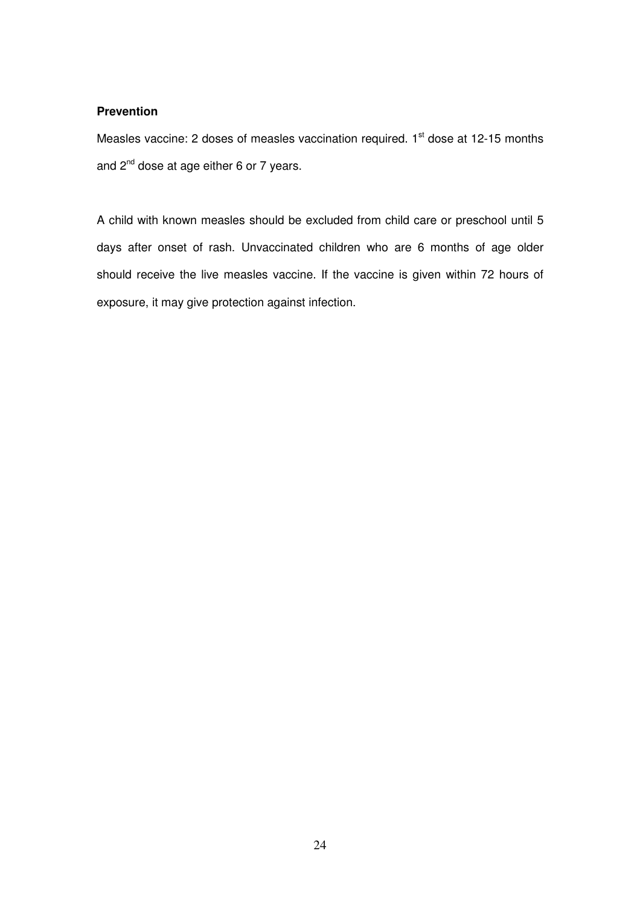**Prevention**

Measles vaccine: 2 doses of measles vaccination required. 1st dose at 12-15 months and 2nd dose at age either 6 or 7 years.

A child with known measles should be excluded from child care or preschool until 5 days after onset of rash. Unvaccinated children who are 6 months of age older should receive the live measles vaccine. If the vaccine is given within 72 hours of exposure, it may give protection against infection.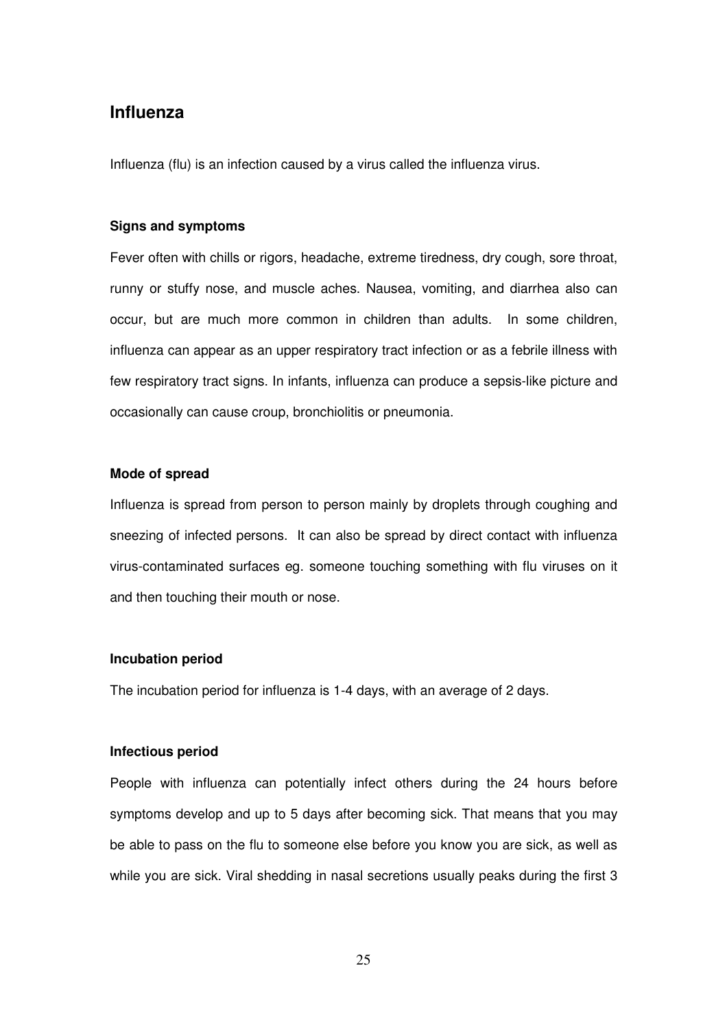## Influenza

Influenza (flu) is an infection caused by a virus called the influenza virus.

### Signs and symptoms

Fever often with chills or rigors, headache, extreme tiredness, dry cough, sore throat, runny or stuffy nose, and muscle aches. Nausea, vomiting, and diarrhea also can occur, but are much more common in children than adults. In some children, influenza can appear as an upper respiratory tract infection or as a febrile illness with few respiratory tract signs. In infants, influenza can produce a sepsis-like picture and occasionally can cause croup, bronchiolitis or pneumonia.

### Mode of spread

Influenza is spread from person to person mainly by droplets through coughing and sneezing of infected persons. It can also be spread by direct contact with influenza virus-contaminated surfaces eg. someone touching something with flu viruses on it and then touching their mouth or nose.

### Incubation period

The incubation period for influenza is 1-4 days, with an average of 2 days.

### Infectious period

People with influenza can potentially infect others during the 24 hours before symptoms develop and up to 5 days after becoming sick. That means that you may be able to pass on the flu to someone else before you know you are sick, as well as while you are sick. Viral shedding in nasal secretions usually peaks during the first 3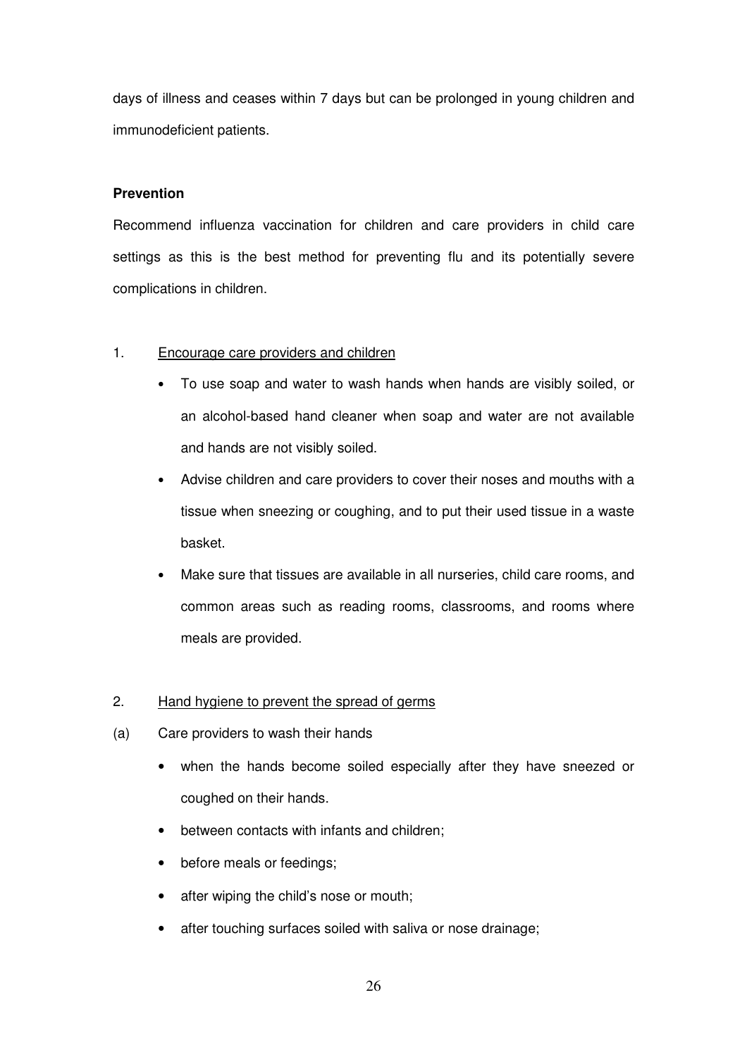days of illness and ceases within 7 days but can be prolonged in young children and immunodeficient patients.

**Prevention**

Recommend influenza vaccination for children and care providers in child care settings as this is the best method for preventing flu and its potentially severe complications in children.

1. <u>Encourage care providers and children</u>

   - To use soap and water to wash hands when hands are visibly soiled, or an alcohol-based hand cleaner when soap and water are not available and hands are not visibly soiled.
   - Advise children and care providers to cover their noses and mouths with a tissue when sneezing or coughing, and to put their used tissue in a waste basket.
   - Make sure that tissues are available in all nurseries, child care rooms, and common areas such as reading rooms, classrooms, and rooms where meals are provided.

2. <u>Hand hygiene to prevent the spread of germs</u>

(a) Care providers to wash their hands

   - when the hands become soiled especially after they have sneezed or coughed on their hands.
   - between contacts with infants and children;
   - before meals or feedings;
   - after wiping the child's nose or mouth;
   - after touching surfaces soiled with saliva or nose drainage;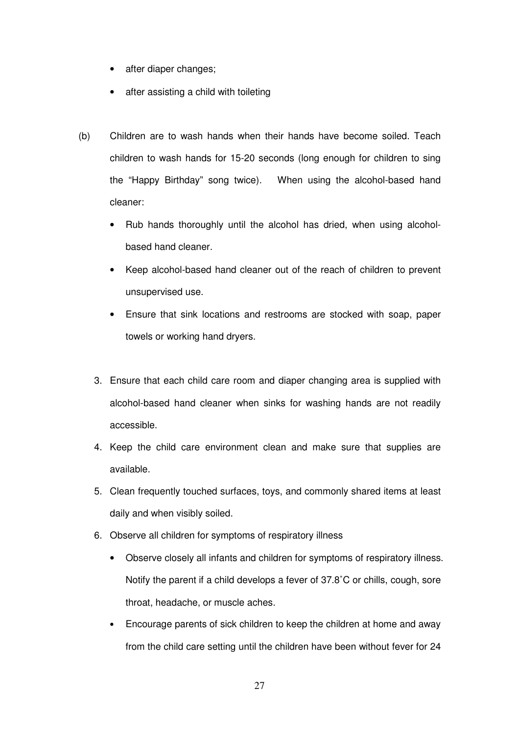- after diaper changes;
- after assisting a child with toileting

(b) Children are to wash hands when their hands have become soiled. Teach children to wash hands for 15-20 seconds (long enough for children to sing the "Happy Birthday" song twice). When using the alcohol-based hand cleaner:

- Rub hands thoroughly until the alcohol has dried, when using alcohol-based hand cleaner.
- Keep alcohol-based hand cleaner out of the reach of children to prevent unsupervised use.
- Ensure that sink locations and restrooms are stocked with soap, paper towels or working hand dryers.

3. Ensure that each child care room and diaper changing area is supplied with alcohol-based hand cleaner when sinks for washing hands are not readily accessible.
4. Keep the child care environment clean and make sure that supplies are available.
5. Clean frequently touched surfaces, toys, and commonly shared items at least daily and when visibly soiled.
6. Observe all children for symptoms of respiratory illness
   - Observe closely all infants and children for symptoms of respiratory illness. Notify the parent if a child develops a fever of 37.8˚C or chills, cough, sore throat, headache, or muscle aches.
   - Encourage parents of sick children to keep the children at home and away from the child care setting until the children have been without fever for 24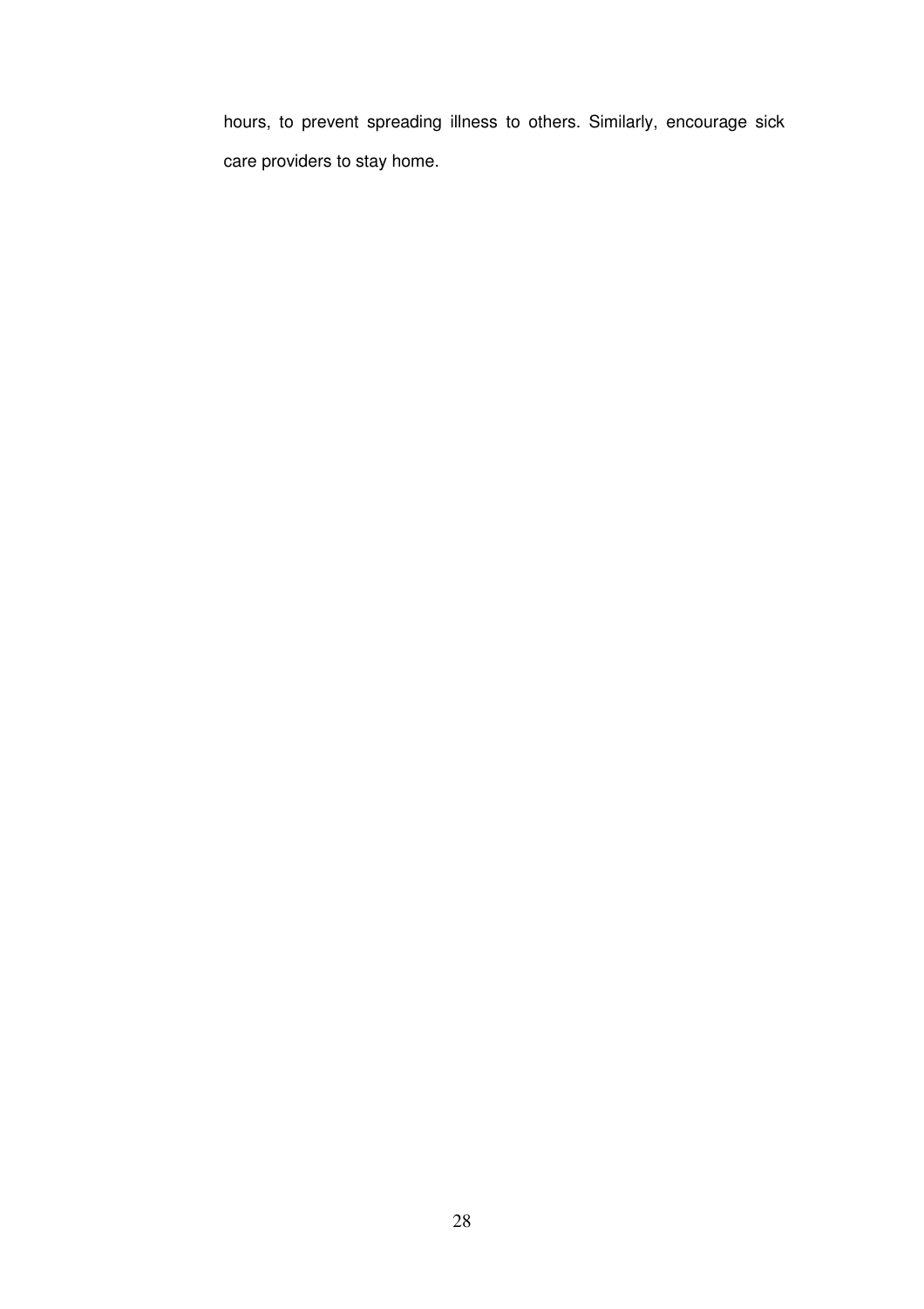hours, to prevent spreading illness to others. Similarly, encourage sick care providers to stay home.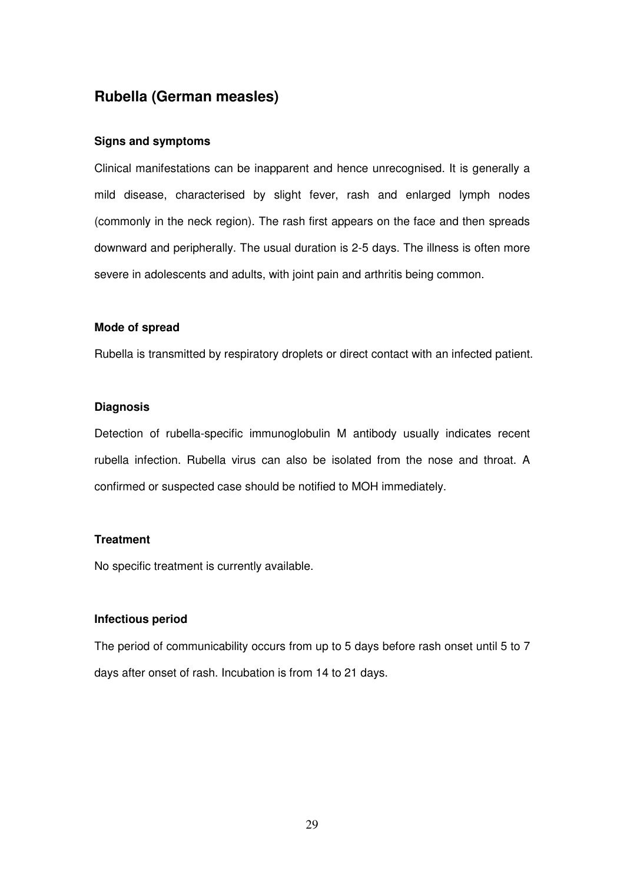## Rubella (German measles)

### Signs and symptoms

Clinical manifestations can be inapparent and hence unrecognised. It is generally a mild disease, characterised by slight fever, rash and enlarged lymph nodes (commonly in the neck region). The rash first appears on the face and then spreads downward and peripherally. The usual duration is 2-5 days. The illness is often more severe in adolescents and adults, with joint pain and arthritis being common.

### Mode of spread

Rubella is transmitted by respiratory droplets or direct contact with an infected patient.

### Diagnosis

Detection of rubella-specific immunoglobulin M antibody usually indicates recent rubella infection. Rubella virus can also be isolated from the nose and throat. A confirmed or suspected case should be notified to MOH immediately.

### Treatment

No specific treatment is currently available.

### Infectious period

The period of communicability occurs from up to 5 days before rash onset until 5 to 7 days after onset of rash. Incubation is from 14 to 21 days.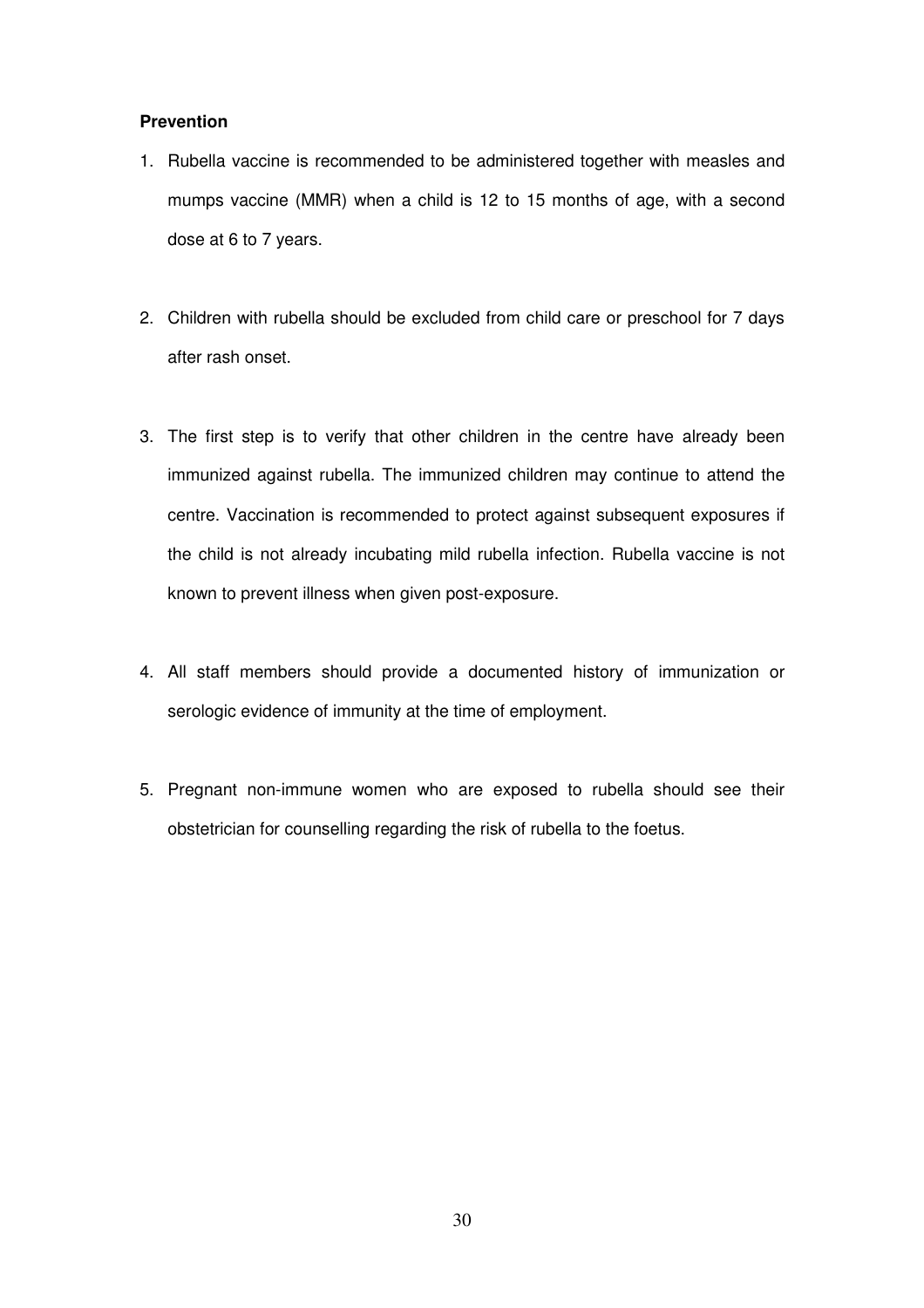**Prevention**

1. Rubella vaccine is recommended to be administered together with measles and mumps vaccine (MMR) when a child is 12 to 15 months of age, with a second dose at 6 to 7 years.

2. Children with rubella should be excluded from child care or preschool for 7 days after rash onset.

3. The first step is to verify that other children in the centre have already been immunized against rubella. The immunized children may continue to attend the centre. Vaccination is recommended to protect against subsequent exposures if the child is not already incubating mild rubella infection. Rubella vaccine is not known to prevent illness when given post-exposure.

4. All staff members should provide a documented history of immunization or serologic evidence of immunity at the time of employment.

5. Pregnant non-immune women who are exposed to rubella should see their obstetrician for counselling regarding the risk of rubella to the foetus.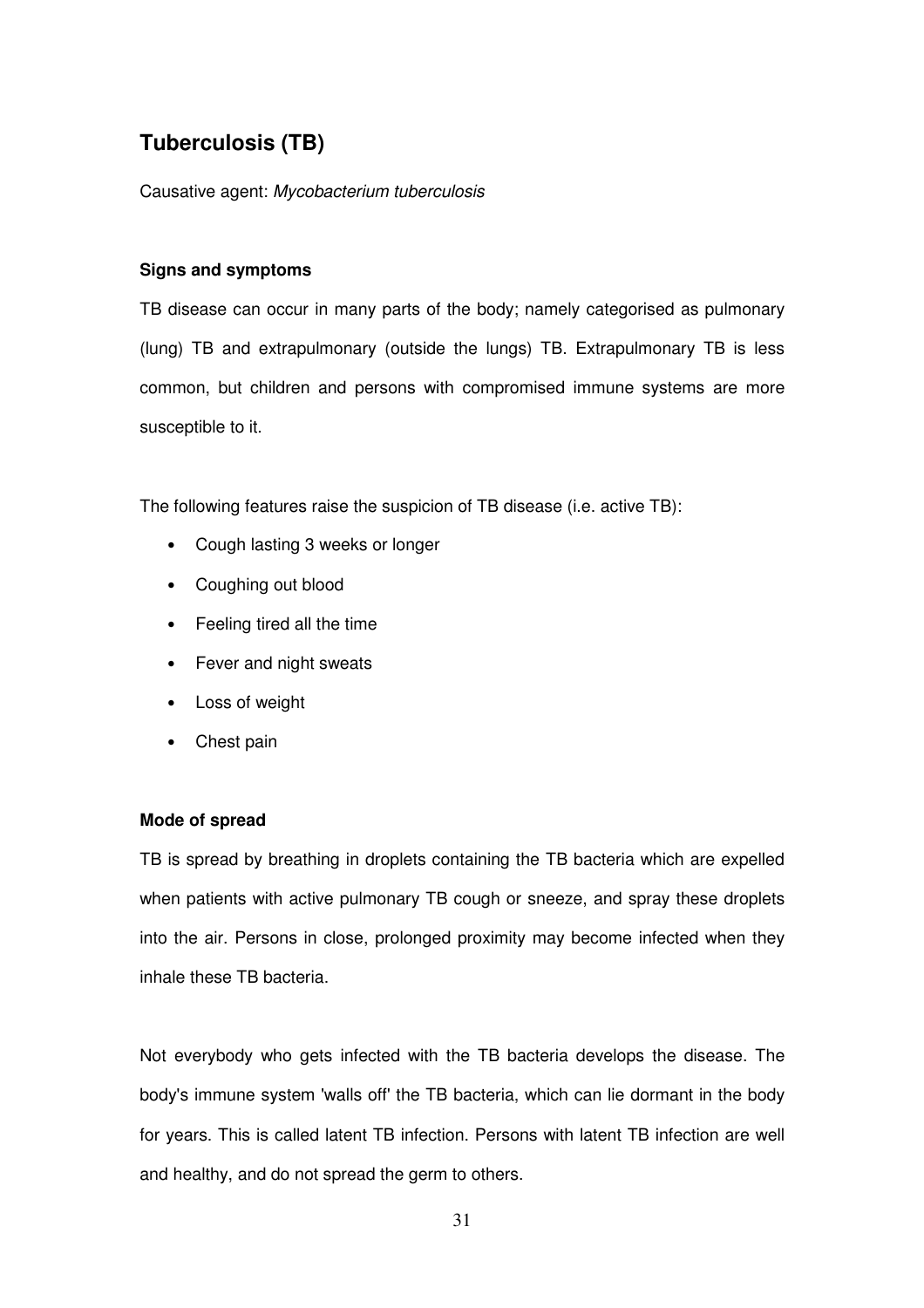## Tuberculosis (TB)

Causative agent: *Mycobacterium tuberculosis*

### Signs and symptoms

TB disease can occur in many parts of the body; namely categorised as pulmonary (lung) TB and extrapulmonary (outside the lungs) TB. Extrapulmonary TB is less common, but children and persons with compromised immune systems are more susceptible to it.

The following features raise the suspicion of TB disease (i.e. active TB):

- Cough lasting 3 weeks or longer
- Coughing out blood
- Feeling tired all the time
- Fever and night sweats
- Loss of weight
- Chest pain

### Mode of spread

TB is spread by breathing in droplets containing the TB bacteria which are expelled when patients with active pulmonary TB cough or sneeze, and spray these droplets into the air. Persons in close, prolonged proximity may become infected when they inhale these TB bacteria.

Not everybody who gets infected with the TB bacteria develops the disease. The body's immune system 'walls off' the TB bacteria, which can lie dormant in the body for years. This is called latent TB infection. Persons with latent TB infection are well and healthy, and do not spread the germ to others.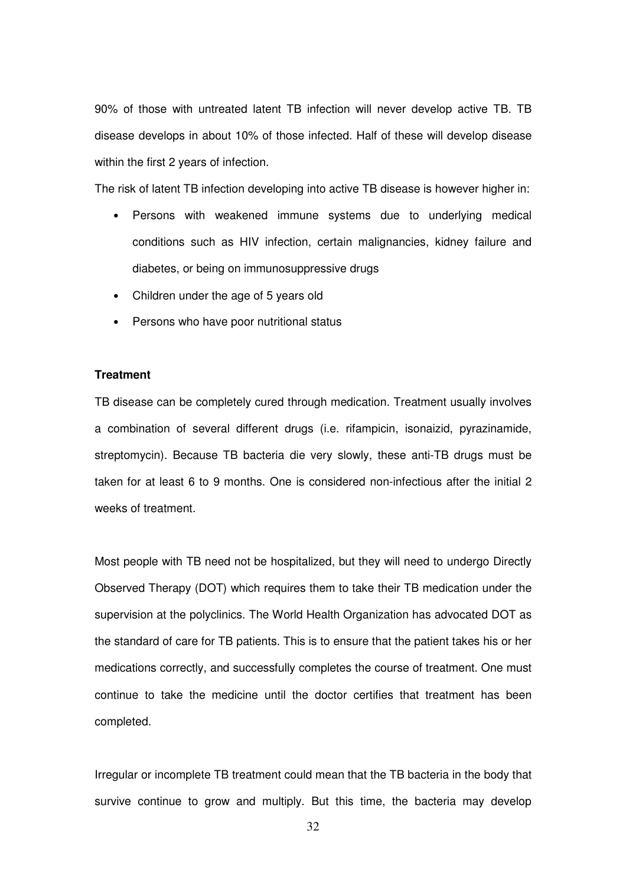90% of those with untreated latent TB infection will never develop active TB. TB disease develops in about 10% of those infected. Half of these will develop disease within the first 2 years of infection.

The risk of latent TB infection developing into active TB disease is however higher in:

- Persons with weakened immune systems due to underlying medical conditions such as HIV infection, certain malignancies, kidney failure and diabetes, or being on immunosuppressive drugs
- Children under the age of 5 years old
- Persons who have poor nutritional status

**Treatment**

TB disease can be completely cured through medication. Treatment usually involves a combination of several different drugs (i.e. rifampicin, isonaizid, pyrazinamide, streptomycin). Because TB bacteria die very slowly, these anti-TB drugs must be taken for at least 6 to 9 months. One is considered non-infectious after the initial 2 weeks of treatment.

Most people with TB need not be hospitalized, but they will need to undergo Directly Observed Therapy (DOT) which requires them to take their TB medication under the supervision at the polyclinics. The World Health Organization has advocated DOT as the standard of care for TB patients. This is to ensure that the patient takes his or her medications correctly, and successfully completes the course of treatment. One must continue to take the medicine until the doctor certifies that treatment has been completed.

Irregular or incomplete TB treatment could mean that the TB bacteria in the body that survive continue to grow and multiply. But this time, the bacteria may develop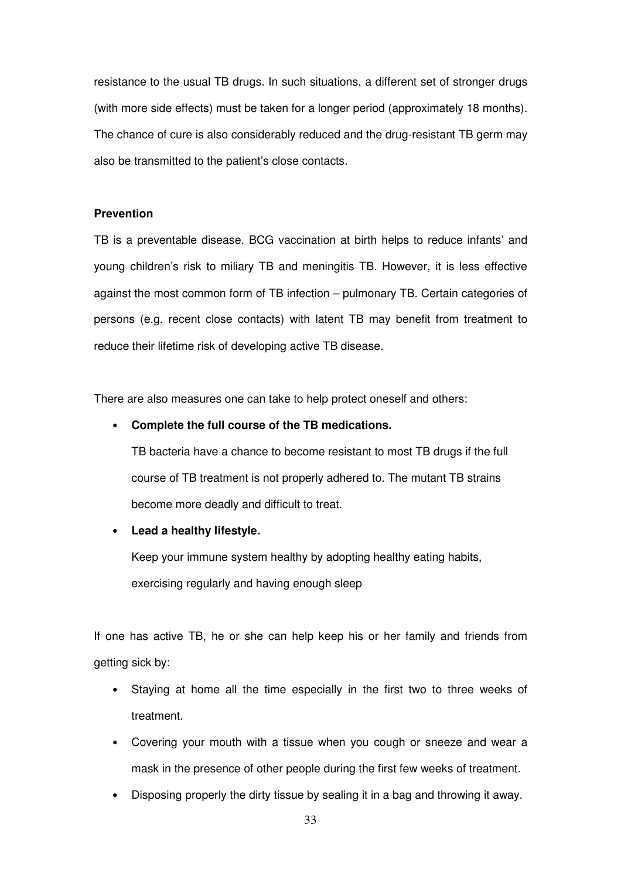resistance to the usual TB drugs. In such situations, a different set of stronger drugs (with more side effects) must be taken for a longer period (approximately 18 months). The chance of cure is also considerably reduced and the drug-resistant TB germ may also be transmitted to the patient's close contacts.

**Prevention**

TB is a preventable disease. BCG vaccination at birth helps to reduce infants' and young children's risk to miliary TB and meningitis TB. However, it is less effective against the most common form of TB infection – pulmonary TB. Certain categories of persons (e.g. recent close contacts) with latent TB may benefit from treatment to reduce their lifetime risk of developing active TB disease.

There are also measures one can take to help protect oneself and others:

- **Complete the full course of the TB medications.**

  TB bacteria have a chance to become resistant to most TB drugs if the full course of TB treatment is not properly adhered to. The mutant TB strains become more deadly and difficult to treat.

- **Lead a healthy lifestyle.**

  Keep your immune system healthy by adopting healthy eating habits, exercising regularly and having enough sleep

If one has active TB, he or she can help keep his or her family and friends from getting sick by:

- Staying at home all the time especially in the first two to three weeks of treatment.
- Covering your mouth with a tissue when you cough or sneeze and wear a mask in the presence of other people during the first few weeks of treatment.
- Disposing properly the dirty tissue by sealing it in a bag and throwing it away.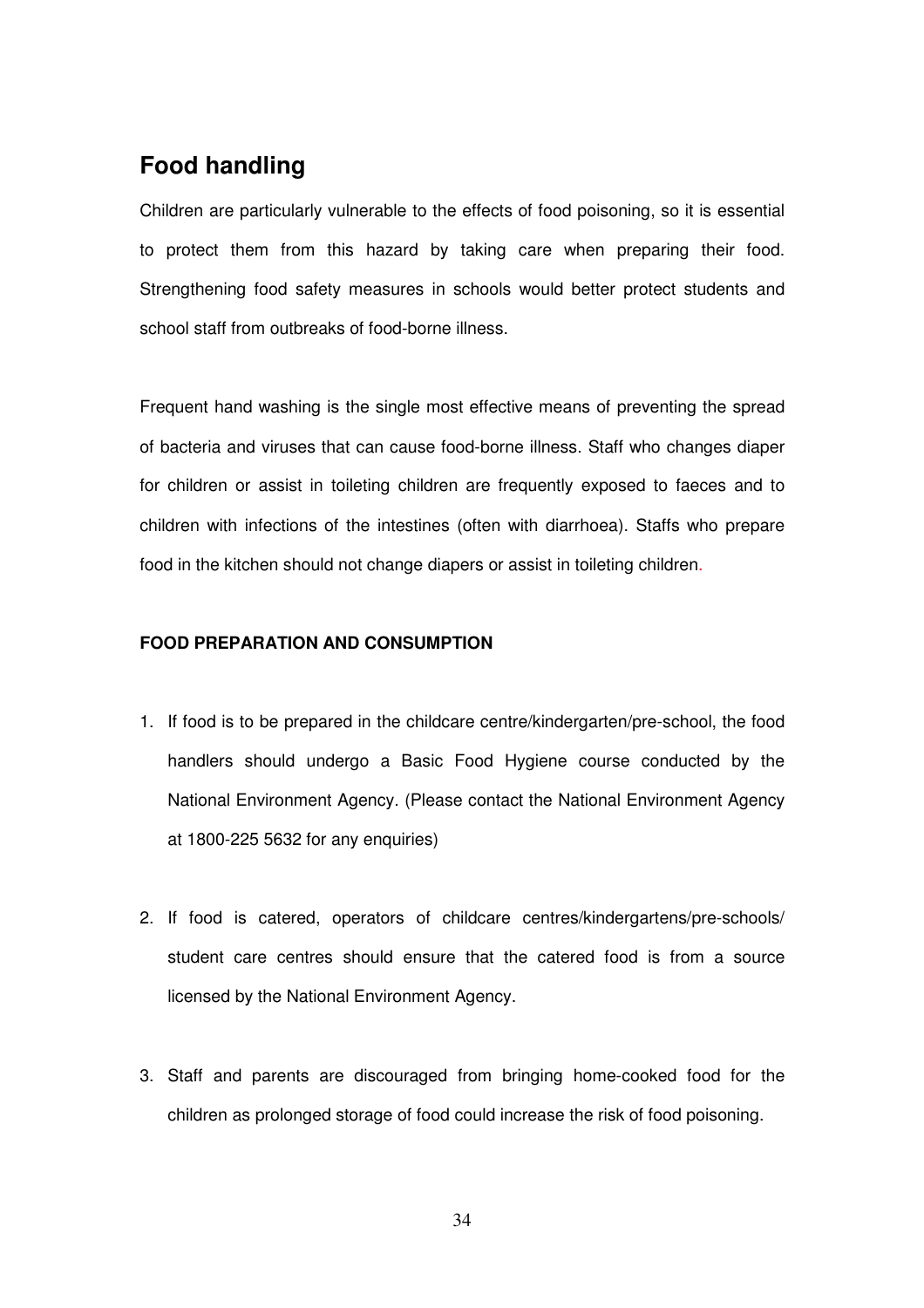## Food handling

Children are particularly vulnerable to the effects of food poisoning, so it is essential to protect them from this hazard by taking care when preparing their food. Strengthening food safety measures in schools would better protect students and school staff from outbreaks of food-borne illness.

Frequent hand washing is the single most effective means of preventing the spread of bacteria and viruses that can cause food-borne illness. Staff who changes diaper for children or assist in toileting children are frequently exposed to faeces and to children with infections of the intestines (often with diarrhoea). Staffs who prepare food in the kitchen should not change diapers or assist in toileting children.

**FOOD PREPARATION AND CONSUMPTION**

1. If food is to be prepared in the childcare centre/kindergarten/pre-school, the food handlers should undergo a Basic Food Hygiene course conducted by the National Environment Agency. (Please contact the National Environment Agency at 1800-225 5632 for any enquiries)

2. If food is catered, operators of childcare centres/kindergartens/pre-schools/ student care centres should ensure that the catered food is from a source licensed by the National Environment Agency.

3. Staff and parents are discouraged from bringing home-cooked food for the children as prolonged storage of food could increase the risk of food poisoning.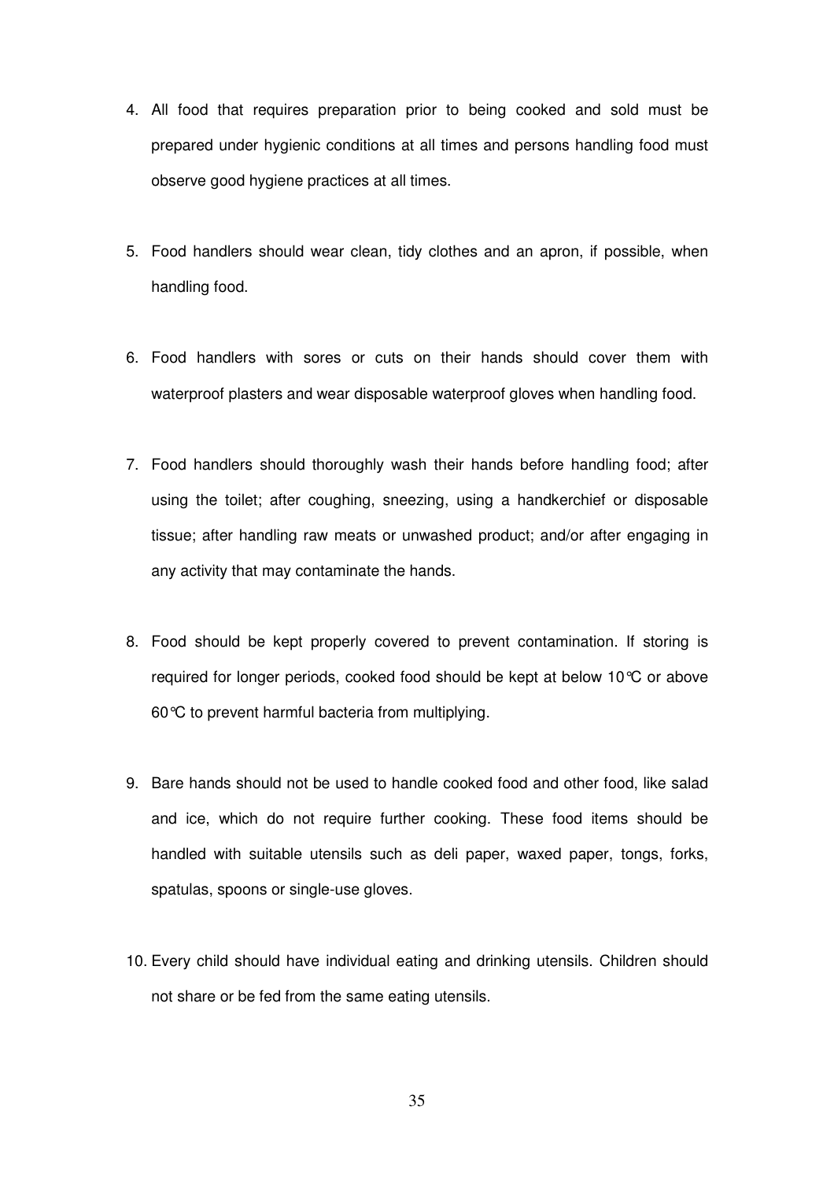4. All food that requires preparation prior to being cooked and sold must be prepared under hygienic conditions at all times and persons handling food must observe good hygiene practices at all times.

5. Food handlers should wear clean, tidy clothes and an apron, if possible, when handling food.

6. Food handlers with sores or cuts on their hands should cover them with waterproof plasters and wear disposable waterproof gloves when handling food.

7. Food handlers should thoroughly wash their hands before handling food; after using the toilet; after coughing, sneezing, using a handkerchief or disposable tissue; after handling raw meats or unwashed product; and/or after engaging in any activity that may contaminate the hands.

8. Food should be kept properly covered to prevent contamination. If storing is required for longer periods, cooked food should be kept at below 10℃ or above 60℃ to prevent harmful bacteria from multiplying.

9. Bare hands should not be used to handle cooked food and other food, like salad and ice, which do not require further cooking. These food items should be handled with suitable utensils such as deli paper, waxed paper, tongs, forks, spatulas, spoons or single-use gloves.

10. Every child should have individual eating and drinking utensils. Children should not share or be fed from the same eating utensils.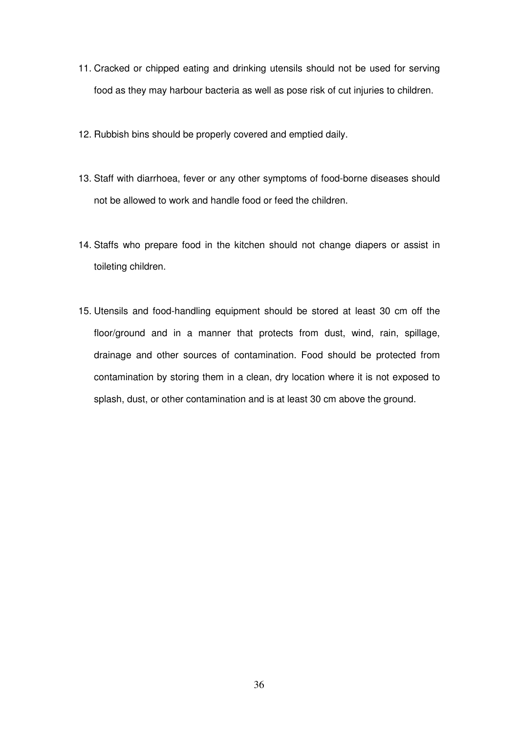11. Cracked or chipped eating and drinking utensils should not be used for serving food as they may harbour bacteria as well as pose risk of cut injuries to children.

12. Rubbish bins should be properly covered and emptied daily.

13. Staff with diarrhoea, fever or any other symptoms of food-borne diseases should not be allowed to work and handle food or feed the children.

14. Staffs who prepare food in the kitchen should not change diapers or assist in toileting children.

15. Utensils and food-handling equipment should be stored at least 30 cm off the floor/ground and in a manner that protects from dust, wind, rain, spillage, drainage and other sources of contamination. Food should be protected from contamination by storing them in a clean, dry location where it is not exposed to splash, dust, or other contamination and is at least 30 cm above the ground.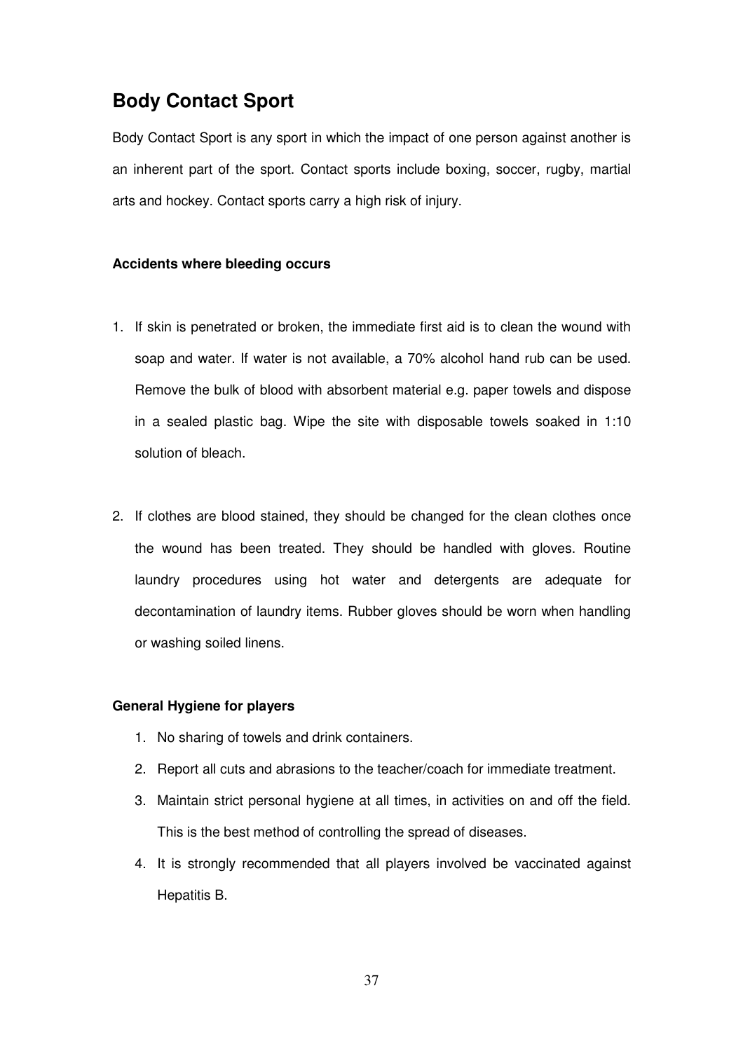## Body Contact Sport

Body Contact Sport is any sport in which the impact of one person against another is an inherent part of the sport. Contact sports include boxing, soccer, rugby, martial arts and hockey. Contact sports carry a high risk of injury.

**Accidents where bleeding occurs**

1. If skin is penetrated or broken, the immediate first aid is to clean the wound with soap and water. If water is not available, a 70% alcohol hand rub can be used. Remove the bulk of blood with absorbent material e.g. paper towels and dispose in a sealed plastic bag. Wipe the site with disposable towels soaked in 1:10 solution of bleach.

2. If clothes are blood stained, they should be changed for the clean clothes once the wound has been treated. They should be handled with gloves. Routine laundry procedures using hot water and detergents are adequate for decontamination of laundry items. Rubber gloves should be worn when handling or washing soiled linens.

**General Hygiene for players**

1. No sharing of towels and drink containers.
2. Report all cuts and abrasions to the teacher/coach for immediate treatment.
3. Maintain strict personal hygiene at all times, in activities on and off the field. This is the best method of controlling the spread of diseases.
4. It is strongly recommended that all players involved be vaccinated against Hepatitis B.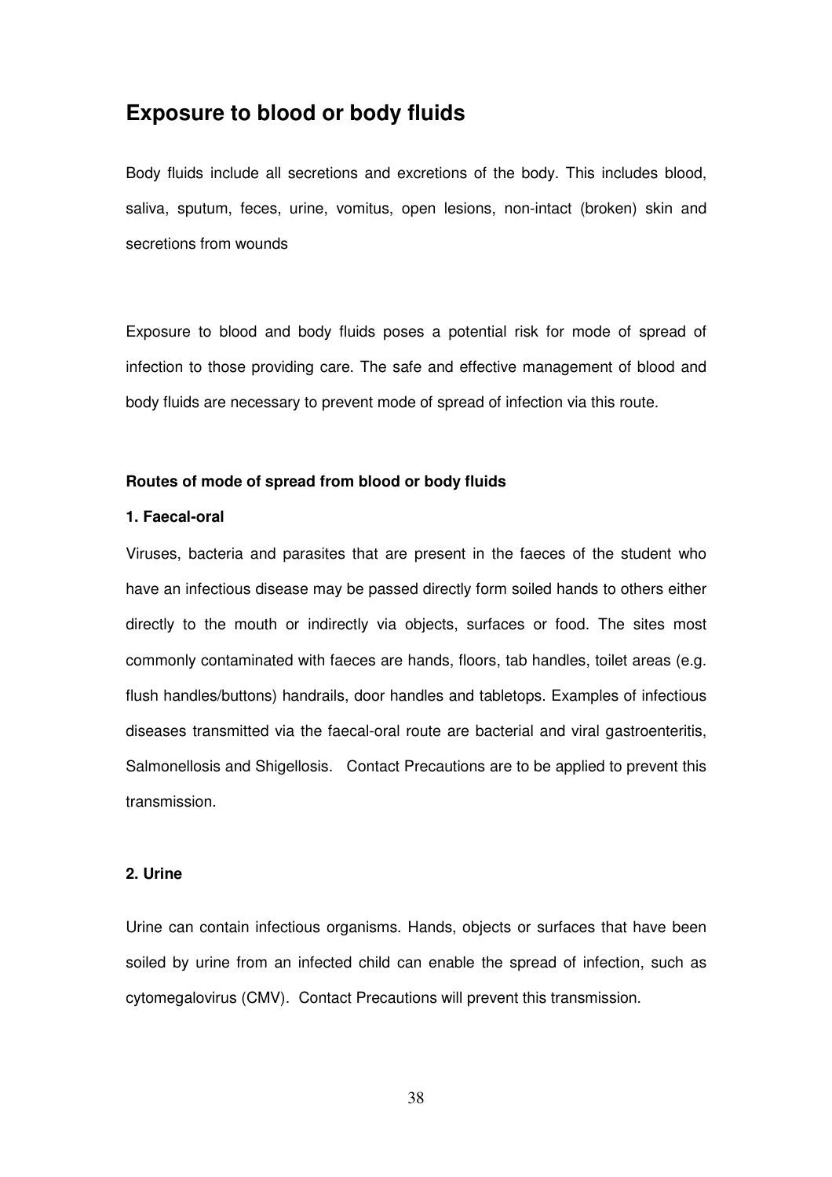## Exposure to blood or body fluids

Body fluids include all secretions and excretions of the body. This includes blood, saliva, sputum, feces, urine, vomitus, open lesions, non-intact (broken) skin and secretions from wounds

Exposure to blood and body fluids poses a potential risk for mode of spread of infection to those providing care. The safe and effective management of blood and body fluids are necessary to prevent mode of spread of infection via this route.

**Routes of mode of spread from blood or body fluids**

**1. Faecal-oral**

Viruses, bacteria and parasites that are present in the faeces of the student who have an infectious disease may be passed directly form soiled hands to others either directly to the mouth or indirectly via objects, surfaces or food. The sites most commonly contaminated with faeces are hands, floors, tab handles, toilet areas (e.g. flush handles/buttons) handrails, door handles and tabletops. Examples of infectious diseases transmitted via the faecal-oral route are bacterial and viral gastroenteritis, Salmonellosis and Shigellosis. Contact Precautions are to be applied to prevent this transmission.

**2. Urine**

Urine can contain infectious organisms. Hands, objects or surfaces that have been soiled by urine from an infected child can enable the spread of infection, such as cytomegalovirus (CMV). Contact Precautions will prevent this transmission.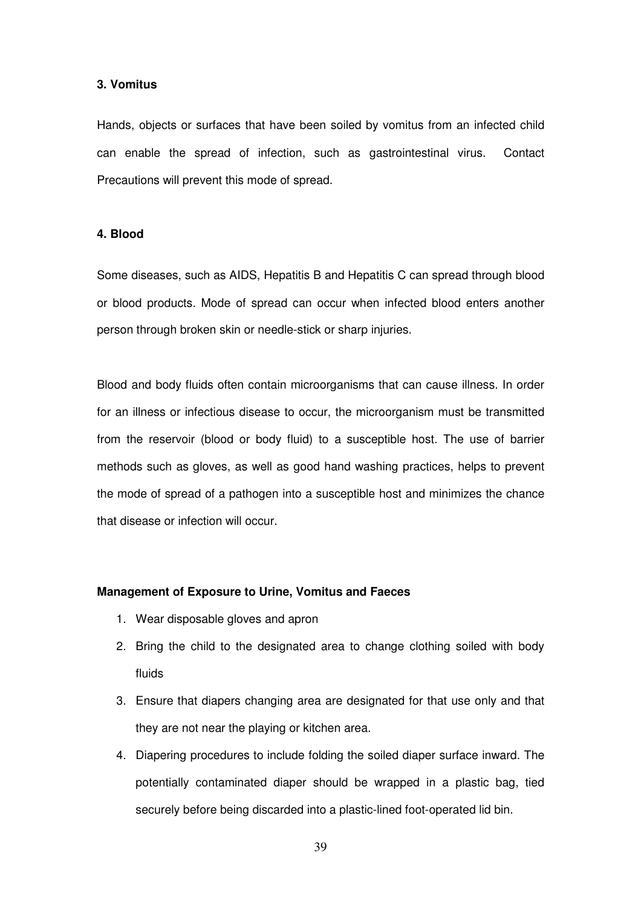**3. Vomitus**

Hands, objects or surfaces that have been soiled by vomitus from an infected child can enable the spread of infection, such as gastrointestinal virus. Contact Precautions will prevent this mode of spread.

**4. Blood**

Some diseases, such as AIDS, Hepatitis B and Hepatitis C can spread through blood or blood products. Mode of spread can occur when infected blood enters another person through broken skin or needle-stick or sharp injuries.

Blood and body fluids often contain microorganisms that can cause illness. In order for an illness or infectious disease to occur, the microorganism must be transmitted from the reservoir (blood or body fluid) to a susceptible host. The use of barrier methods such as gloves, as well as good hand washing practices, helps to prevent the mode of spread of a pathogen into a susceptible host and minimizes the chance that disease or infection will occur.

**Management of Exposure to Urine, Vomitus and Faeces**

1. Wear disposable gloves and apron
2. Bring the child to the designated area to change clothing soiled with body fluids
3. Ensure that diapers changing area are designated for that use only and that they are not near the playing or kitchen area.
4. Diapering procedures to include folding the soiled diaper surface inward. The potentially contaminated diaper should be wrapped in a plastic bag, tied securely before being discarded into a plastic-lined foot-operated lid bin.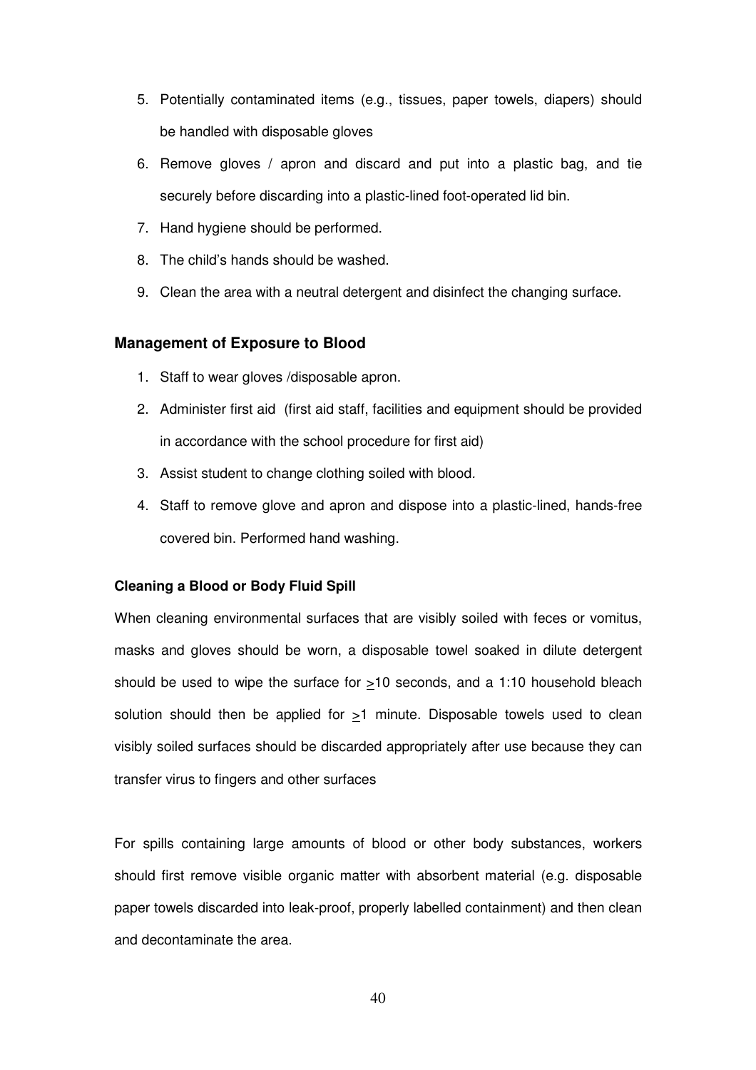5. Potentially contaminated items (e.g., tissues, paper towels, diapers) should be handled with disposable gloves
6. Remove gloves / apron and discard and put into a plastic bag, and tie securely before discarding into a plastic-lined foot-operated lid bin.
7. Hand hygiene should be performed.
8. The child's hands should be washed.
9. Clean the area with a neutral detergent and disinfect the changing surface.

### Management of Exposure to Blood

1. Staff to wear gloves /disposable apron.
2. Administer first aid (first aid staff, facilities and equipment should be provided in accordance with the school procedure for first aid)
3. Assist student to change clothing soiled with blood.
4. Staff to remove glove and apron and dispose into a plastic-lined, hands-free covered bin. Performed hand washing.

#### Cleaning a Blood or Body Fluid Spill

When cleaning environmental surfaces that are visibly soiled with feces or vomitus, masks and gloves should be worn, a disposable towel soaked in dilute detergent should be used to wipe the surface for $\geq$10 seconds, and a 1:10 household bleach solution should then be applied for $\geq$1 minute. Disposable towels used to clean visibly soiled surfaces should be discarded appropriately after use because they can transfer virus to fingers and other surfaces

For spills containing large amounts of blood or other body substances, workers should first remove visible organic matter with absorbent material (e.g. disposable paper towels discarded into leak-proof, properly labelled containment) and then clean and decontaminate the area.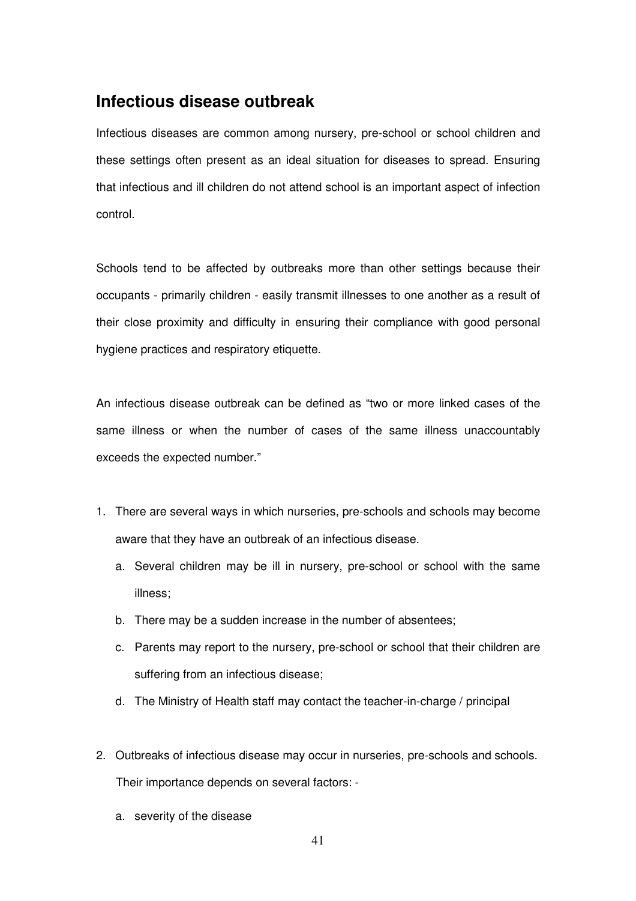## Infectious disease outbreak

Infectious diseases are common among nursery, pre-school or school children and these settings often present as an ideal situation for diseases to spread. Ensuring that infectious and ill children do not attend school is an important aspect of infection control.

Schools tend to be affected by outbreaks more than other settings because their occupants - primarily children - easily transmit illnesses to one another as a result of their close proximity and difficulty in ensuring their compliance with good personal hygiene practices and respiratory etiquette.

An infectious disease outbreak can be defined as "two or more linked cases of the same illness or when the number of cases of the same illness unaccountably exceeds the expected number."

1. There are several ways in which nurseries, pre-schools and schools may become aware that they have an outbreak of an infectious disease.
   a. Several children may be ill in nursery, pre-school or school with the same illness;
   b. There may be a sudden increase in the number of absentees;
   c. Parents may report to the nursery, pre-school or school that their children are suffering from an infectious disease;
   d. The Ministry of Health staff may contact the teacher-in-charge / principal

2. Outbreaks of infectious disease may occur in nurseries, pre-schools and schools. Their importance depends on several factors: -
   a. severity of the disease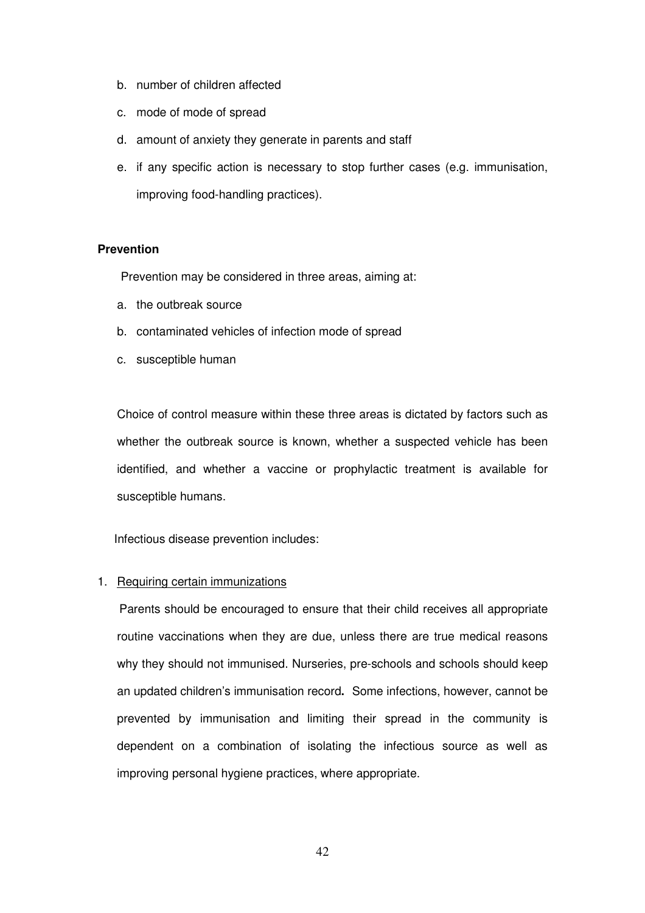b. number of children affected
c. mode of mode of spread
d. amount of anxiety they generate in parents and staff
e. if any specific action is necessary to stop further cases (e.g. immunisation, improving food-handling practices).

**Prevention**

Prevention may be considered in three areas, aiming at:

a. the outbreak source
b. contaminated vehicles of infection mode of spread
c. susceptible human

Choice of control measure within these three areas is dictated by factors such as whether the outbreak source is known, whether a suspected vehicle has been identified, and whether a vaccine or prophylactic treatment is available for susceptible humans.

Infectious disease prevention includes:

1. Requiring certain immunizations

   Parents should be encouraged to ensure that their child receives all appropriate routine vaccinations when they are due, unless there are true medical reasons why they should not immunised. Nurseries, pre-schools and schools should keep an updated children's immunisation record**.** Some infections, however, cannot be prevented by immunisation and limiting their spread in the community is dependent on a combination of isolating the infectious source as well as improving personal hygiene practices, where appropriate.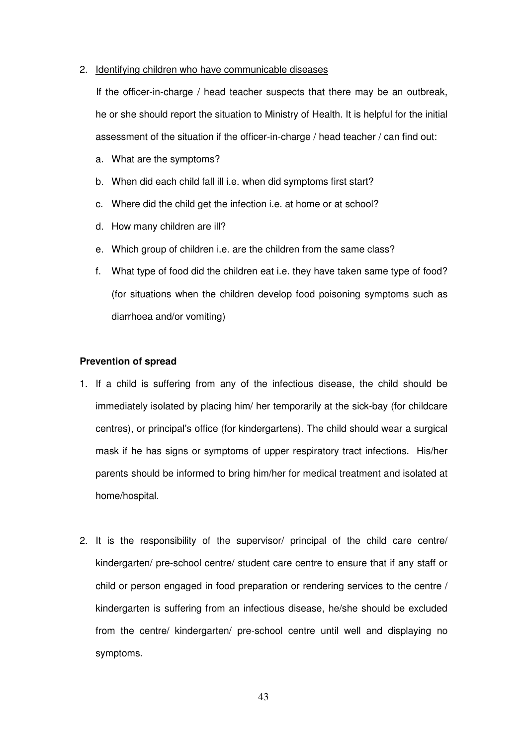2. Identifying children who have communicable diseases

   If the officer-in-charge / head teacher suspects that there may be an outbreak, he or she should report the situation to Ministry of Health. It is helpful for the initial assessment of the situation if the officer-in-charge / head teacher / can find out:

   a. What are the symptoms?
   b. When did each child fall ill i.e. when did symptoms first start?
   c. Where did the child get the infection i.e. at home or at school?
   d. How many children are ill?
   e. Which group of children i.e. are the children from the same class?
   f. What type of food did the children eat i.e. they have taken same type of food? (for situations when the children develop food poisoning symptoms such as diarrhoea and/or vomiting)

**Prevention of spread**

1. If a child is suffering from any of the infectious disease, the child should be immediately isolated by placing him/ her temporarily at the sick-bay (for childcare centres), or principal's office (for kindergartens). The child should wear a surgical mask if he has signs or symptoms of upper respiratory tract infections. His/her parents should be informed to bring him/her for medical treatment and isolated at home/hospital.

2. It is the responsibility of the supervisor/ principal of the child care centre/ kindergarten/ pre-school centre/ student care centre to ensure that if any staff or child or person engaged in food preparation or rendering services to the centre / kindergarten is suffering from an infectious disease, he/she should be excluded from the centre/ kindergarten/ pre-school centre until well and displaying no symptoms.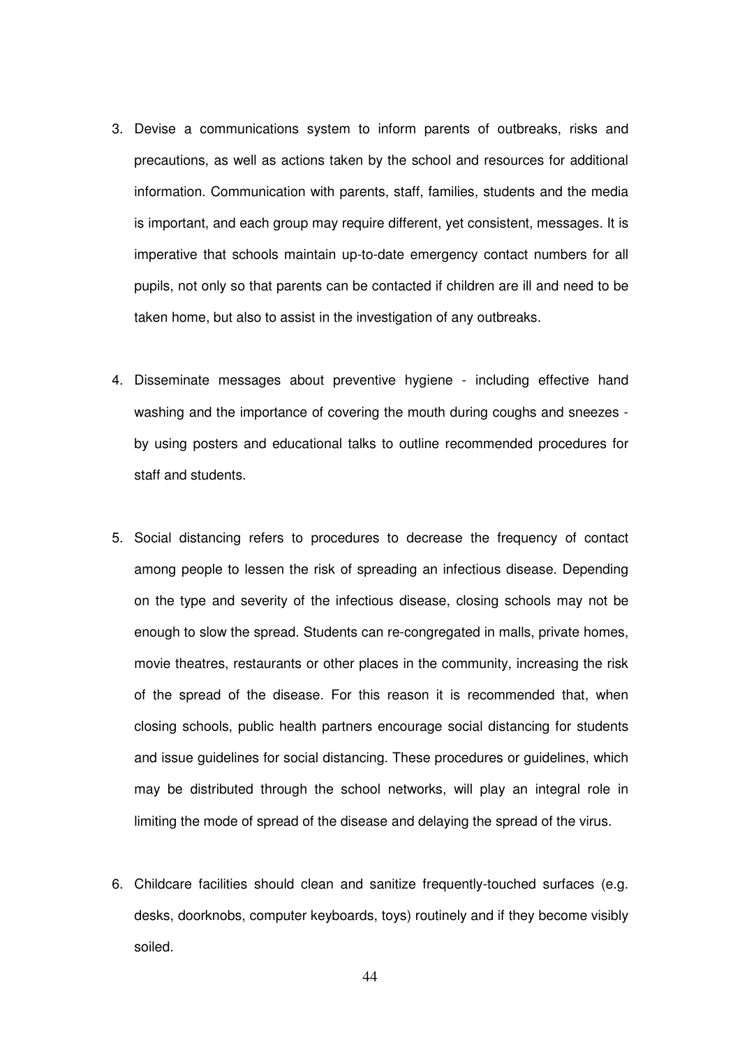3. Devise a communications system to inform parents of outbreaks, risks and precautions, as well as actions taken by the school and resources for additional information. Communication with parents, staff, families, students and the media is important, and each group may require different, yet consistent, messages. It is imperative that schools maintain up-to-date emergency contact numbers for all pupils, not only so that parents can be contacted if children are ill and need to be taken home, but also to assist in the investigation of any outbreaks.

4. Disseminate messages about preventive hygiene - including effective hand washing and the importance of covering the mouth during coughs and sneezes - by using posters and educational talks to outline recommended procedures for staff and students.

5. Social distancing refers to procedures to decrease the frequency of contact among people to lessen the risk of spreading an infectious disease. Depending on the type and severity of the infectious disease, closing schools may not be enough to slow the spread. Students can re-congregated in malls, private homes, movie theatres, restaurants or other places in the community, increasing the risk of the spread of the disease. For this reason it is recommended that, when closing schools, public health partners encourage social distancing for students and issue guidelines for social distancing. These procedures or guidelines, which may be distributed through the school networks, will play an integral role in limiting the mode of spread of the disease and delaying the spread of the virus.

6. Childcare facilities should clean and sanitize frequently-touched surfaces (e.g. desks, doorknobs, computer keyboards, toys) routinely and if they become visibly soiled.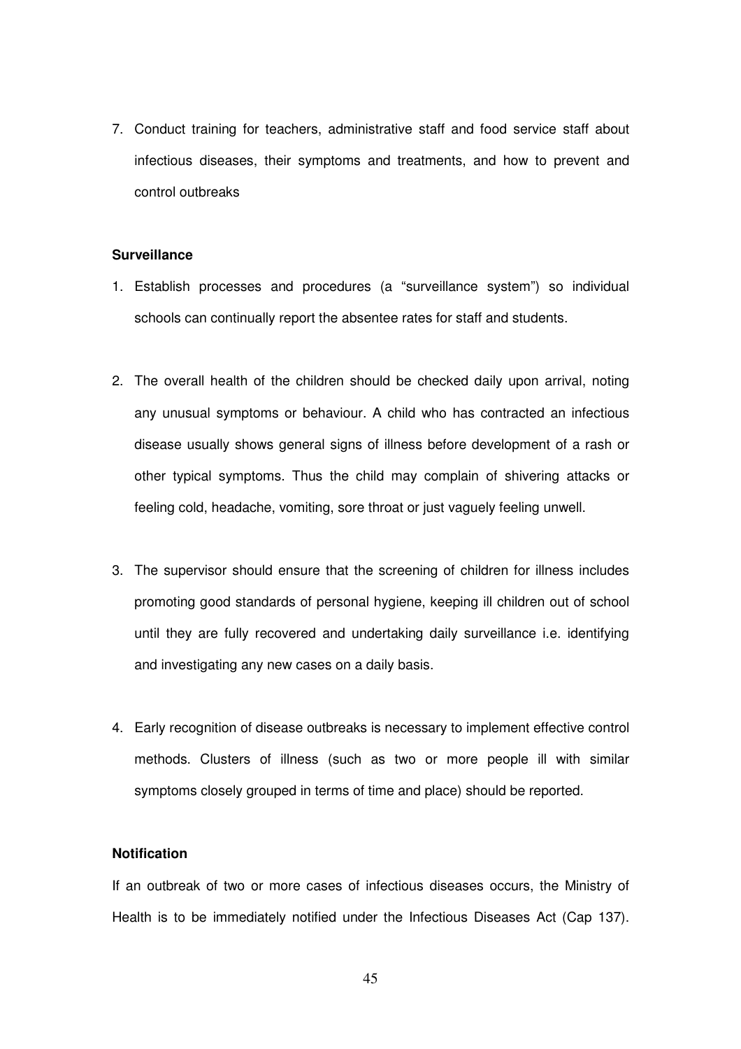7. Conduct training for teachers, administrative staff and food service staff about infectious diseases, their symptoms and treatments, and how to prevent and control outbreaks

**Surveillance**

1. Establish processes and procedures (a "surveillance system") so individual schools can continually report the absentee rates for staff and students.

2. The overall health of the children should be checked daily upon arrival, noting any unusual symptoms or behaviour. A child who has contracted an infectious disease usually shows general signs of illness before development of a rash or other typical symptoms. Thus the child may complain of shivering attacks or feeling cold, headache, vomiting, sore throat or just vaguely feeling unwell.

3. The supervisor should ensure that the screening of children for illness includes promoting good standards of personal hygiene, keeping ill children out of school until they are fully recovered and undertaking daily surveillance i.e. identifying and investigating any new cases on a daily basis.

4. Early recognition of disease outbreaks is necessary to implement effective control methods. Clusters of illness (such as two or more people ill with similar symptoms closely grouped in terms of time and place) should be reported.

**Notification**

If an outbreak of two or more cases of infectious diseases occurs, the Ministry of Health is to be immediately notified under the Infectious Diseases Act (Cap 137).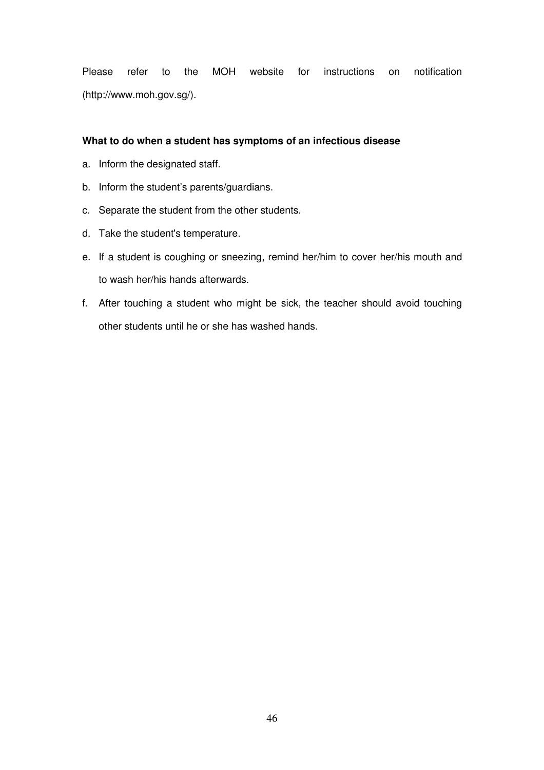Please refer to the MOH website for instructions on notification (http://www.moh.gov.sg/).

**What to do when a student has symptoms of an infectious disease**

a. Inform the designated staff.

b. Inform the student's parents/guardians.

c. Separate the student from the other students.

d. Take the student's temperature.

e. If a student is coughing or sneezing, remind her/him to cover her/his mouth and to wash her/his hands afterwards.

f. After touching a student who might be sick, the teacher should avoid touching other students until he or she has washed hands.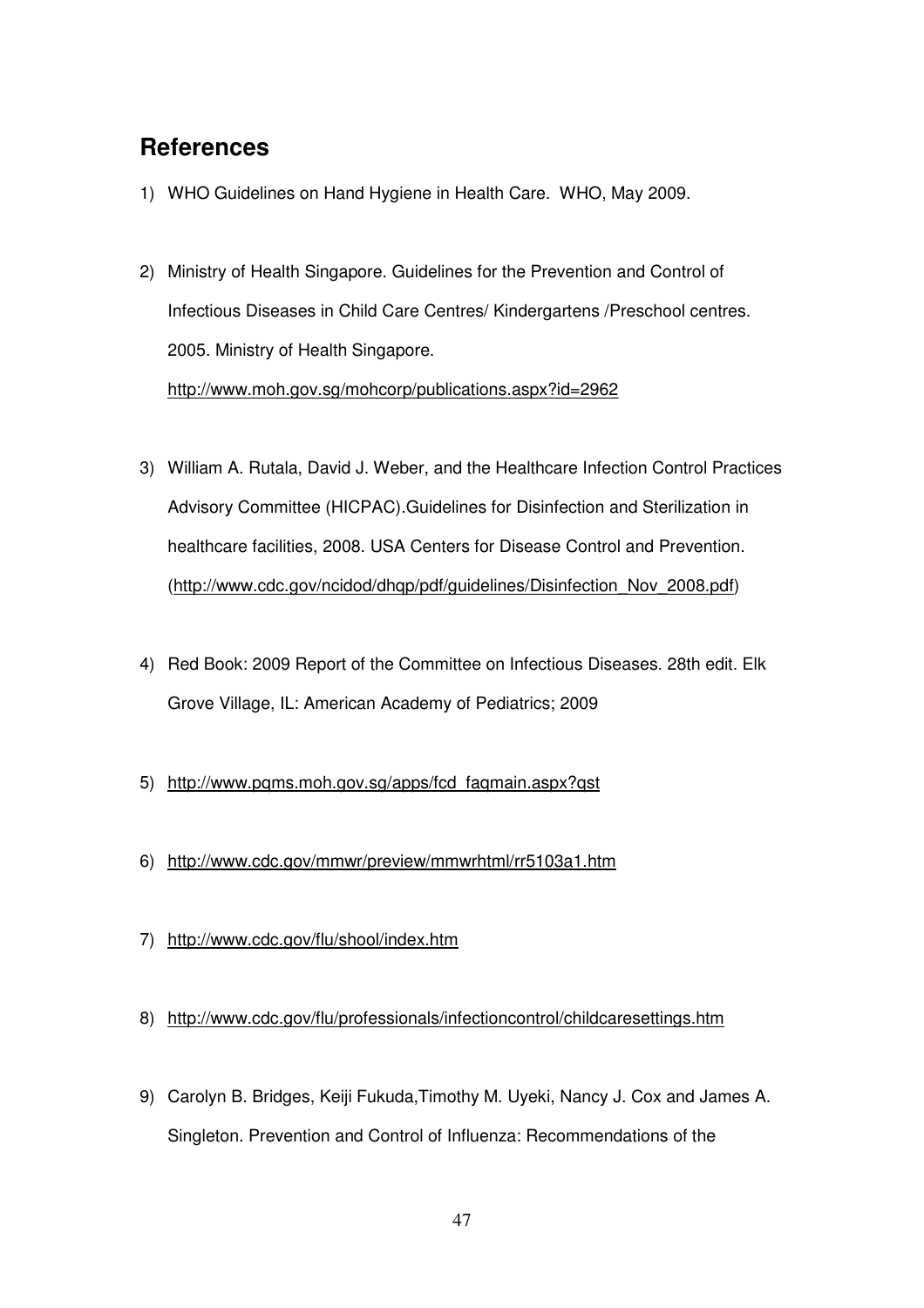## References

1) WHO Guidelines on Hand Hygiene in Health Care. WHO, May 2009.

2) Ministry of Health Singapore. Guidelines for the Prevention and Control of Infectious Diseases in Child Care Centres/ Kindergartens /Preschool centres. 2005. Ministry of Health Singapore. http://www.moh.gov.sg/mohcorp/publications.aspx?id=2962

3) William A. Rutala, David J. Weber, and the Healthcare Infection Control Practices Advisory Committee (HICPAC).Guidelines for Disinfection and Sterilization in healthcare facilities, 2008. USA Centers for Disease Control and Prevention. (http://www.cdc.gov/ncidod/dhqp/pdf/guidelines/Disinfection_Nov_2008.pdf)

4) Red Book: 2009 Report of the Committee on Infectious Diseases. 28th edit. Elk Grove Village, IL: American Academy of Pediatrics; 2009

5) http://www.pqms.moh.gov.sg/apps/fcd_faqmain.aspx?qst

6) http://www.cdc.gov/mmwr/preview/mmwrhtml/rr5103a1.htm

7) http://www.cdc.gov/flu/shool/index.htm

8) http://www.cdc.gov/flu/professionals/infectioncontrol/childcaresettings.htm

9) Carolyn B. Bridges, Keiji Fukuda,Timothy M. Uyeki, Nancy J. Cox and James A. Singleton. Prevention and Control of Influenza: Recommendations of the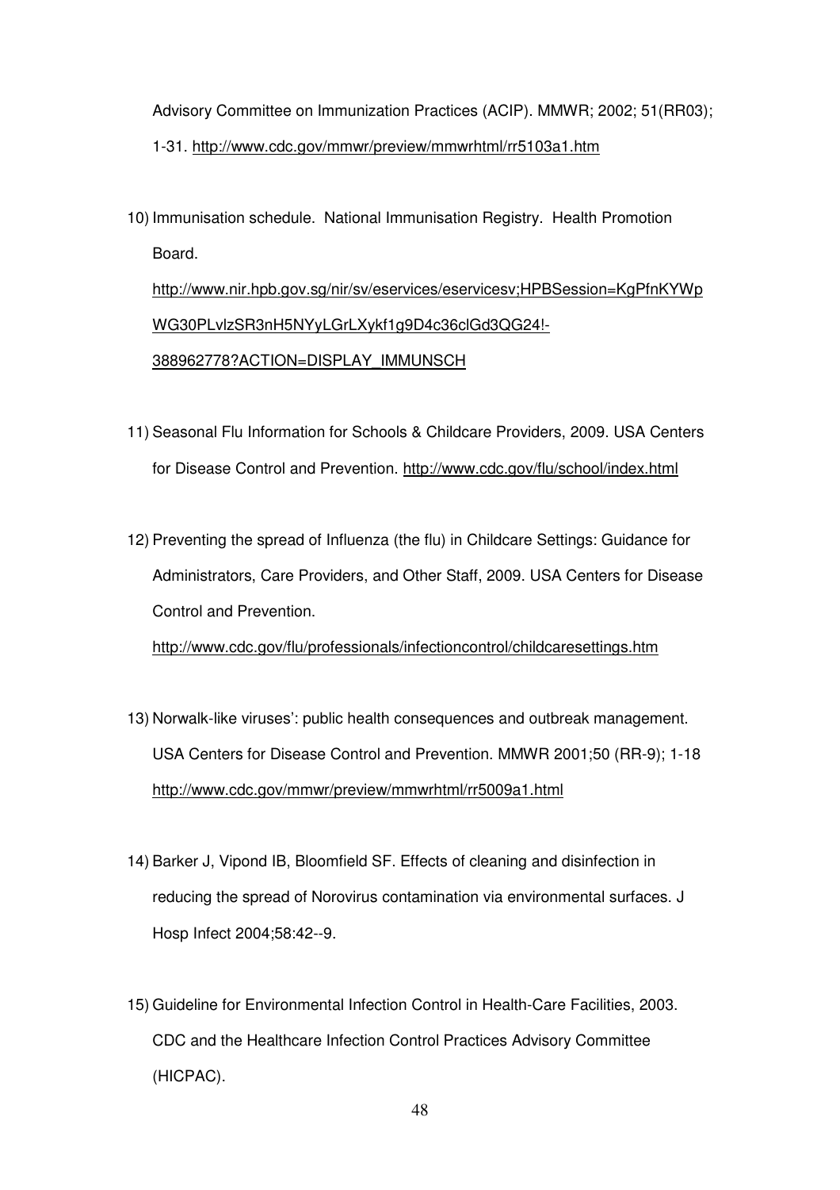Advisory Committee on Immunization Practices (ACIP). MMWR; 2002; 51(RR03); 1-31. http://www.cdc.gov/mmwr/preview/mmwrhtml/rr5103a1.htm

10) Immunisation schedule. National Immunisation Registry. Health Promotion Board. http://www.nir.hpb.gov.sg/nir/sv/eservices/eservicesv;HPBSession=KgPfnKYWpWG30PLvlzSR3nH5NYyLGrLXykf1g9D4c36clGd3QG24!-388962778?ACTION=DISPLAY_IMMUNSCH

11) Seasonal Flu Information for Schools & Childcare Providers, 2009. USA Centers for Disease Control and Prevention. http://www.cdc.gov/flu/school/index.html

12) Preventing the spread of Influenza (the flu) in Childcare Settings: Guidance for Administrators, Care Providers, and Other Staff, 2009. USA Centers for Disease Control and Prevention. http://www.cdc.gov/flu/professionals/infectioncontrol/childcaresettings.htm

13) Norwalk-like viruses': public health consequences and outbreak management. USA Centers for Disease Control and Prevention. MMWR 2001;50 (RR-9); 1-18 http://www.cdc.gov/mmwr/preview/mmwrhtml/rr5009a1.html

14) Barker J, Vipond IB, Bloomfield SF. Effects of cleaning and disinfection in reducing the spread of Norovirus contamination via environmental surfaces. J Hosp Infect 2004;58:42--9.

15) Guideline for Environmental Infection Control in Health-Care Facilities, 2003. CDC and the Healthcare Infection Control Practices Advisory Committee (HICPAC).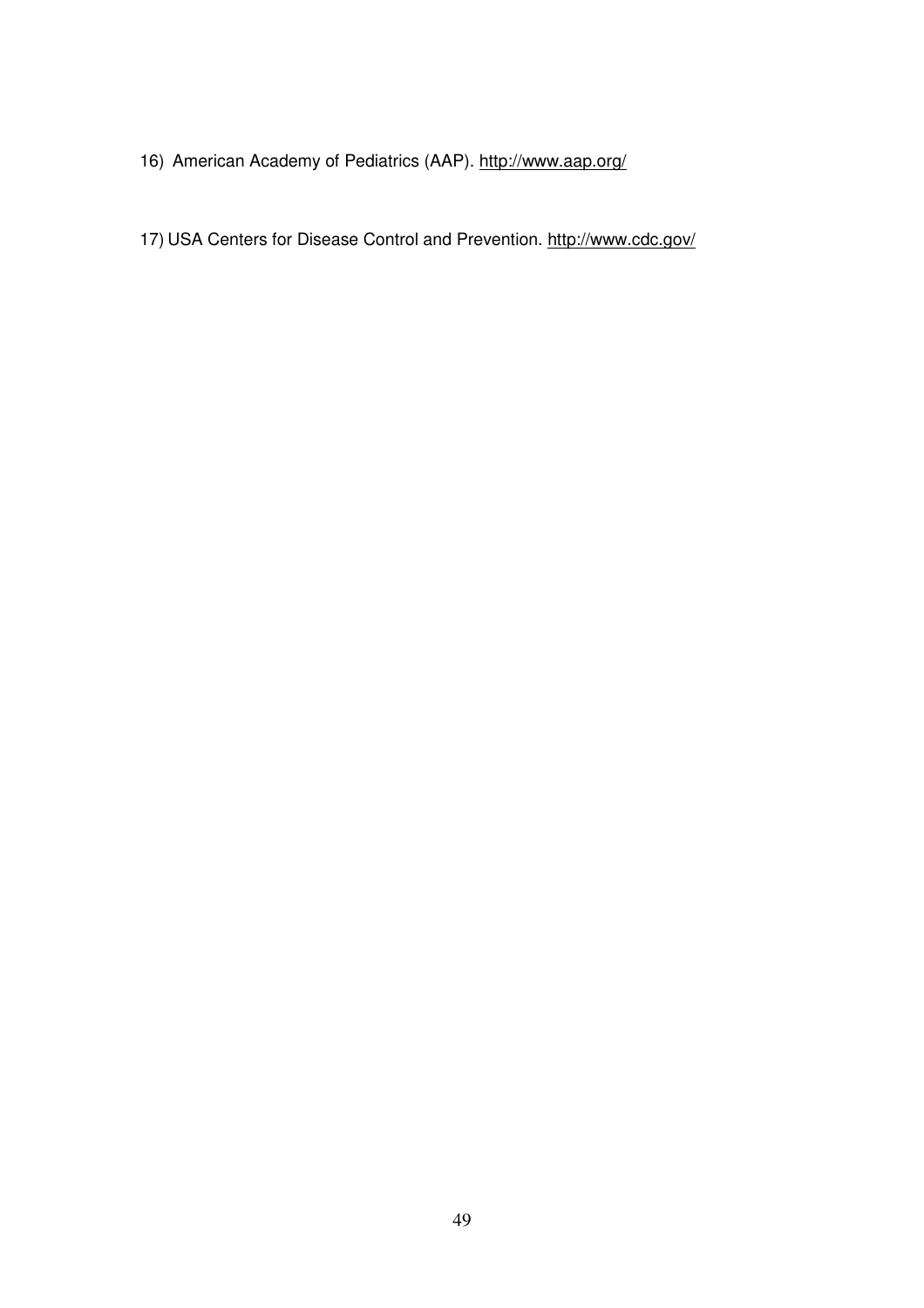16) American Academy of Pediatrics (AAP). http://www.aap.org/

17) USA Centers for Disease Control and Prevention. http://www.cdc.gov/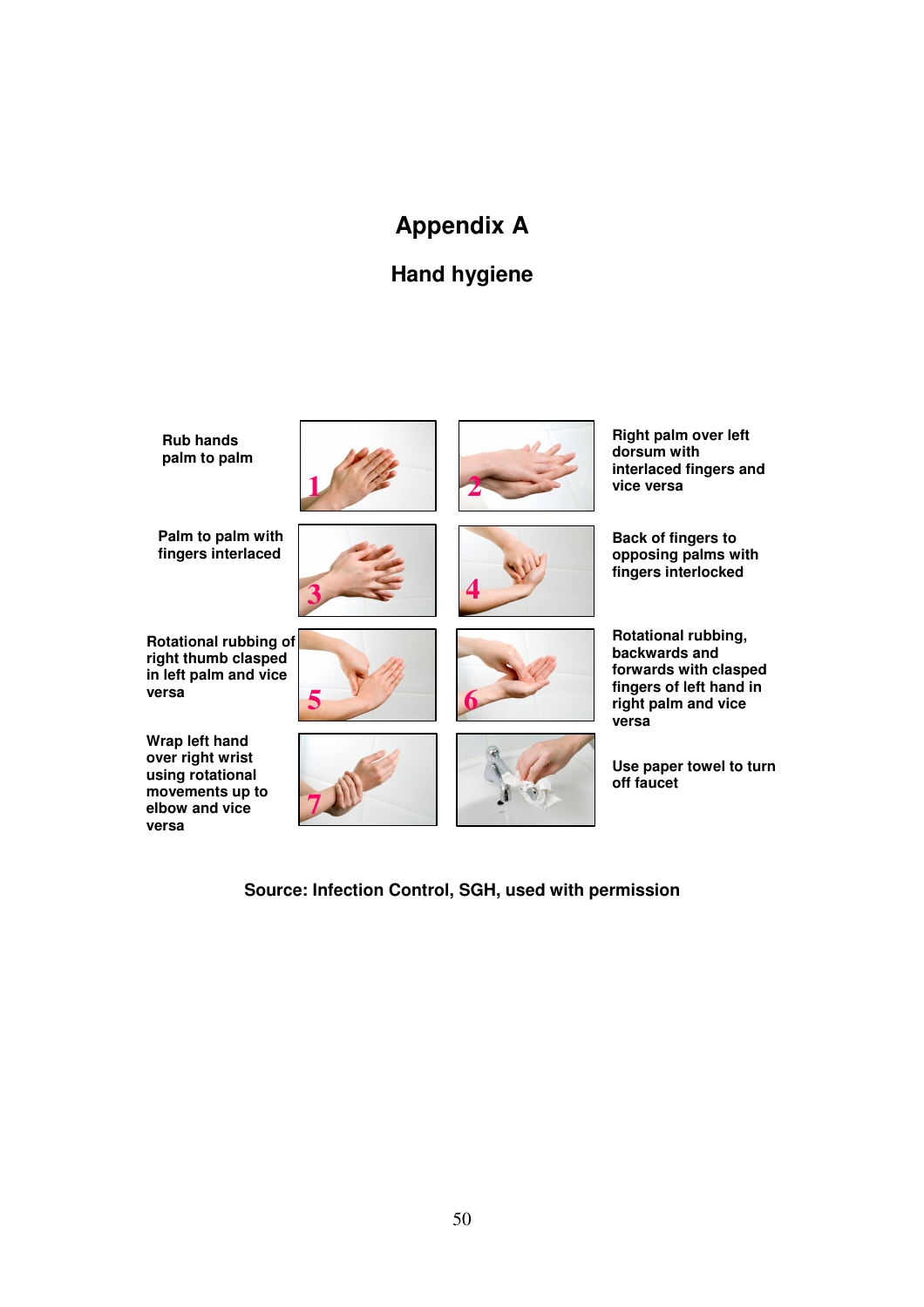# Appendix A

## Hand hygiene

1. Rub hands palm to palm
2. Right palm over left dorsum with interlaced fingers and vice versa
3. Palm to palm with fingers interlaced
4. Back of fingers to opposing palms with fingers interlocked
5. Rotational rubbing of right thumb clasped in left palm and vice versa
6. Rotational rubbing, backwards and forwards with clasped fingers of left hand in right palm and vice versa
7. Wrap left hand over right wrist using rotational movements up to elbow and vice versa

Use paper towel to turn off faucet

**Source: Infection Control, SGH, used with permission**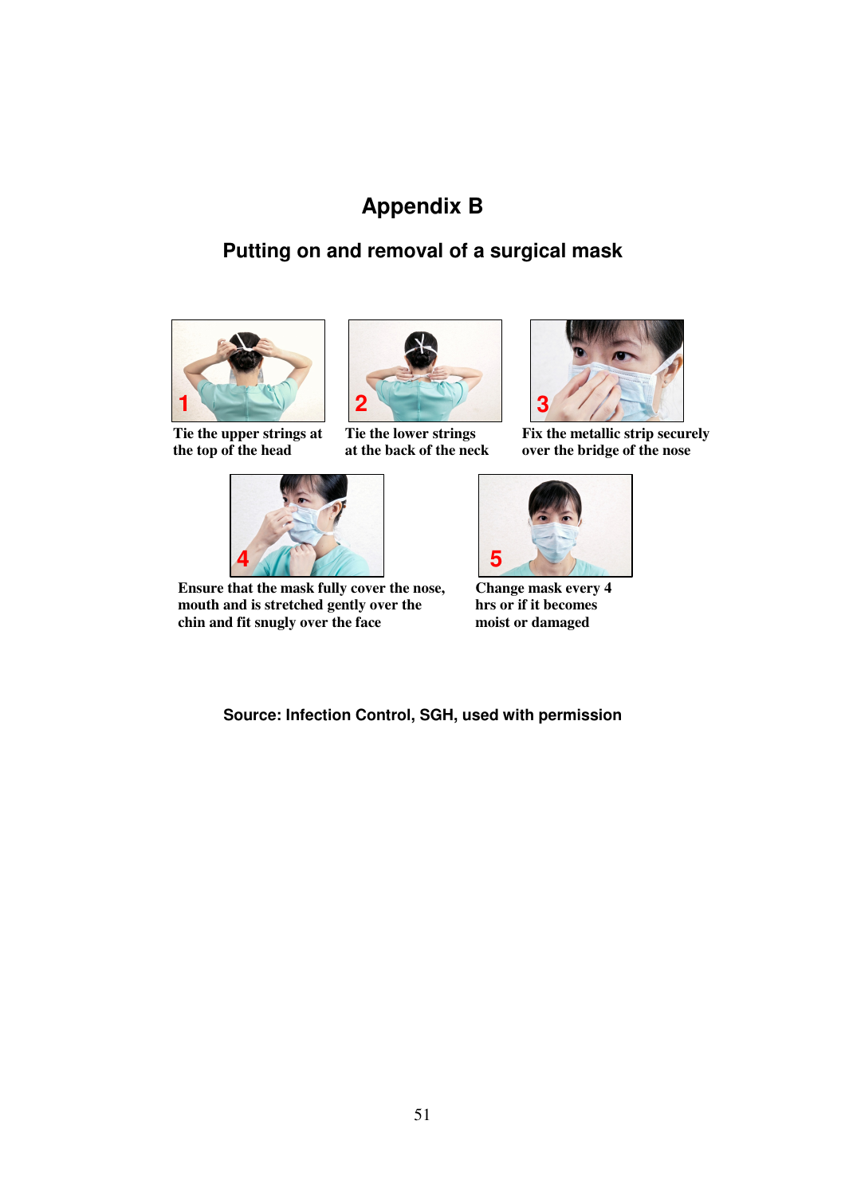# Appendix B

## Putting on and removal of a surgical mask

**1** Tie the upper strings at the top of the head

**2** Tie the lower strings at the back of the neck

**3** Fix the metallic strip securely over the bridge of the nose

**4** Ensure that the mask fully cover the nose, mouth and is stretched gently over the chin and fit snugly over the face

**5** Change mask every 4 hrs or if it becomes moist or damaged

**Source: Infection Control, SGH, used with permission**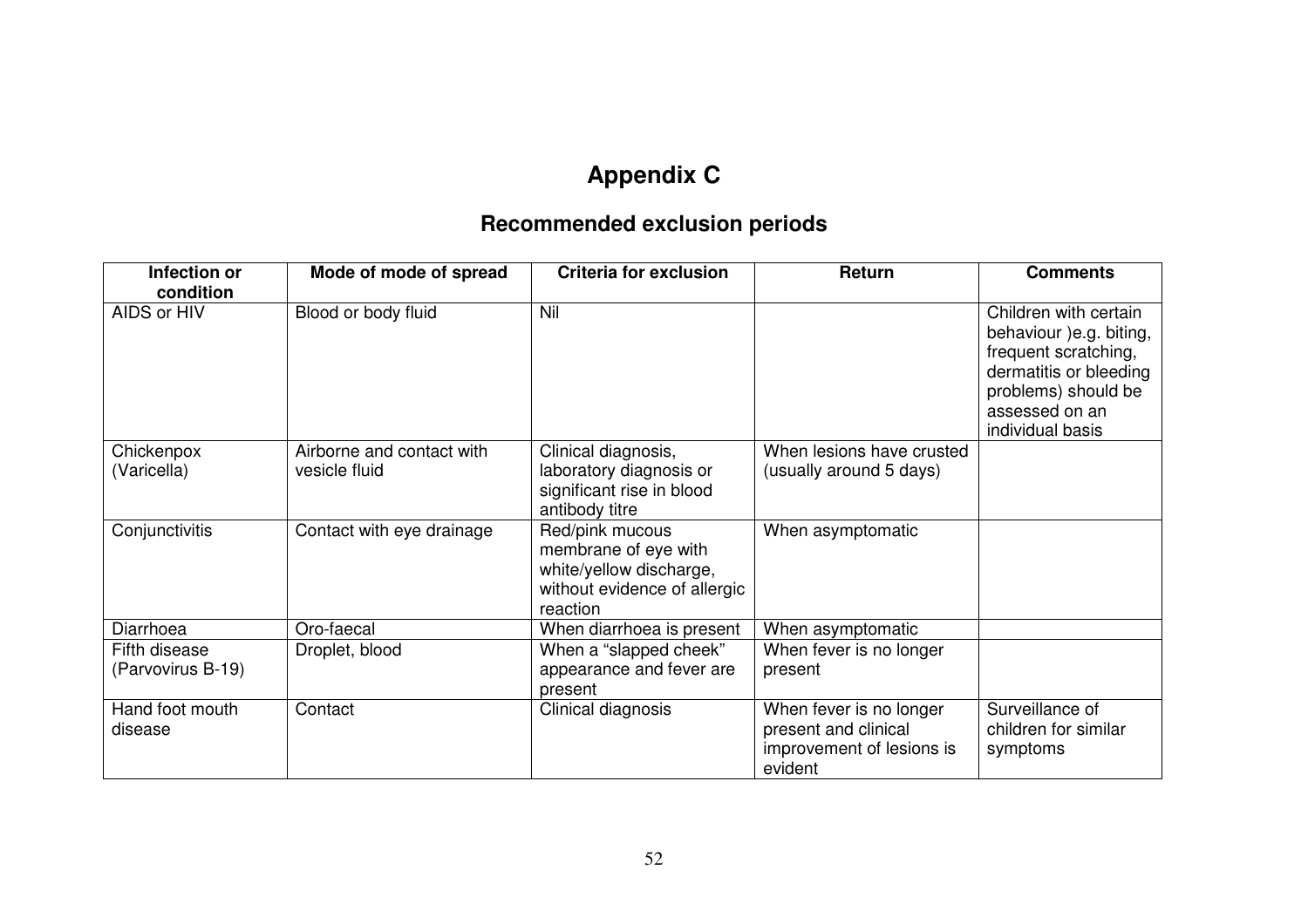# Appendix C

## Recommended exclusion periods

| Infection or condition | Mode of mode of spread | Criteria for exclusion | Return | Comments |
|---|---|---|---|---|
| AIDS or HIV | Blood or body fluid | Nil | | Children with certain behaviour )e.g. biting, frequent scratching, dermatitis or bleeding problems) should be assessed on an individual basis |
| Chickenpox (Varicella) | Airborne and contact with vesicle fluid | Clinical diagnosis, laboratory diagnosis or significant rise in blood antibody titre | When lesions have crusted (usually around 5 days) | |
| Conjunctivitis | Contact with eye drainage | Red/pink mucous membrane of eye with white/yellow discharge, without evidence of allergic reaction | When asymptomatic | |
| Diarrhoea | Oro-faecal | When diarrhoea is present | When asymptomatic | |
| Fifth disease (Parvovirus B-19) | Droplet, blood | When a "slapped cheek" appearance and fever are present | When fever is no longer present | |
| Hand foot mouth disease | Contact | Clinical diagnosis | When fever is no longer present and clinical improvement of lesions is evident | Surveillance of children for similar symptoms |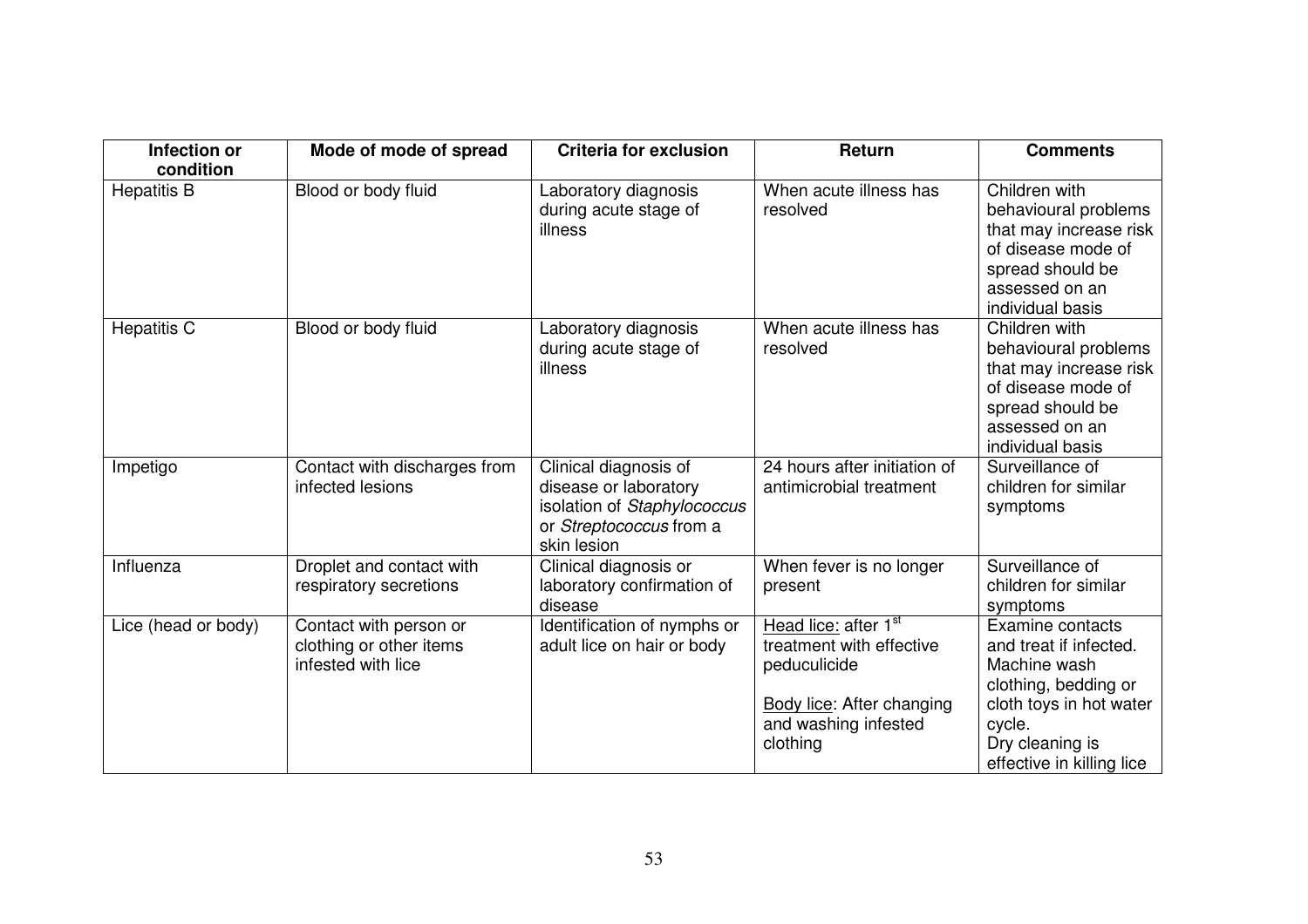| Infection or condition | Mode of mode of spread | Criteria for exclusion | Return | Comments |
|---|---|---|---|---|
| Hepatitis B | Blood or body fluid | Laboratory diagnosis during acute stage of illness | When acute illness has resolved | Children with behavioural problems that may increase risk of disease mode of spread should be assessed on an individual basis |
| Hepatitis C | Blood or body fluid | Laboratory diagnosis during acute stage of illness | When acute illness has resolved | Children with behavioural problems that may increase risk of disease mode of spread should be assessed on an individual basis |
| Impetigo | Contact with discharges from infected lesions | Clinical diagnosis of disease or laboratory isolation of *Staphylococcus* or *Streptococcus* from a skin lesion | 24 hours after initiation of antimicrobial treatment | Surveillance of children for similar symptoms |
| Influenza | Droplet and contact with respiratory secretions | Clinical diagnosis or laboratory confirmation of disease | When fever is no longer present | Surveillance of children for similar symptoms |
| Lice (head or body) | Contact with person or clothing or other items infested with lice | Identification of nymphs or adult lice on hair or body | Head lice: after 1st treatment with effective peduculicide<br><br>Body lice: After changing and washing infested clothing | Examine contacts and treat if infected. Machine wash clothing, bedding or cloth toys in hot water cycle.<br>Dry cleaning is effective in killing lice |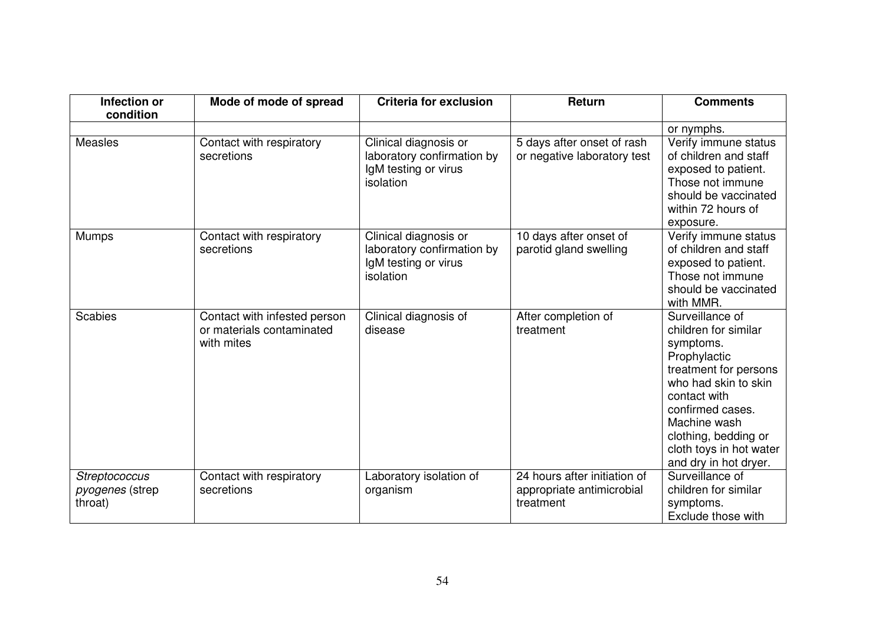| Infection or condition | Mode of mode of spread | Criteria for exclusion | Return | Comments |
|---|---|---|---|---|
| | | | | or nymphs. |
| Measles | Contact with respiratory secretions | Clinical diagnosis or laboratory confirmation by IgM testing or virus isolation | 5 days after onset of rash or negative laboratory test | Verify immune status of children and staff exposed to patient. Those not immune should be vaccinated within 72 hours of exposure. |
| Mumps | Contact with respiratory secretions | Clinical diagnosis or laboratory confirmation by IgM testing or virus isolation | 10 days after onset of parotid gland swelling | Verify immune status of children and staff exposed to patient. Those not immune should be vaccinated with MMR. |
| Scabies | Contact with infested person or materials contaminated with mites | Clinical diagnosis of disease | After completion of treatment | Surveillance of children for similar symptoms. Prophylactic treatment for persons who had skin to skin contact with confirmed cases. Machine wash clothing, bedding or cloth toys in hot water and dry in hot dryer. |
| *Streptococcus pyogenes* (strep throat) | Contact with respiratory secretions | Laboratory isolation of organism | 24 hours after initiation of appropriate antimicrobial treatment | Surveillance of children for similar symptoms. Exclude those with |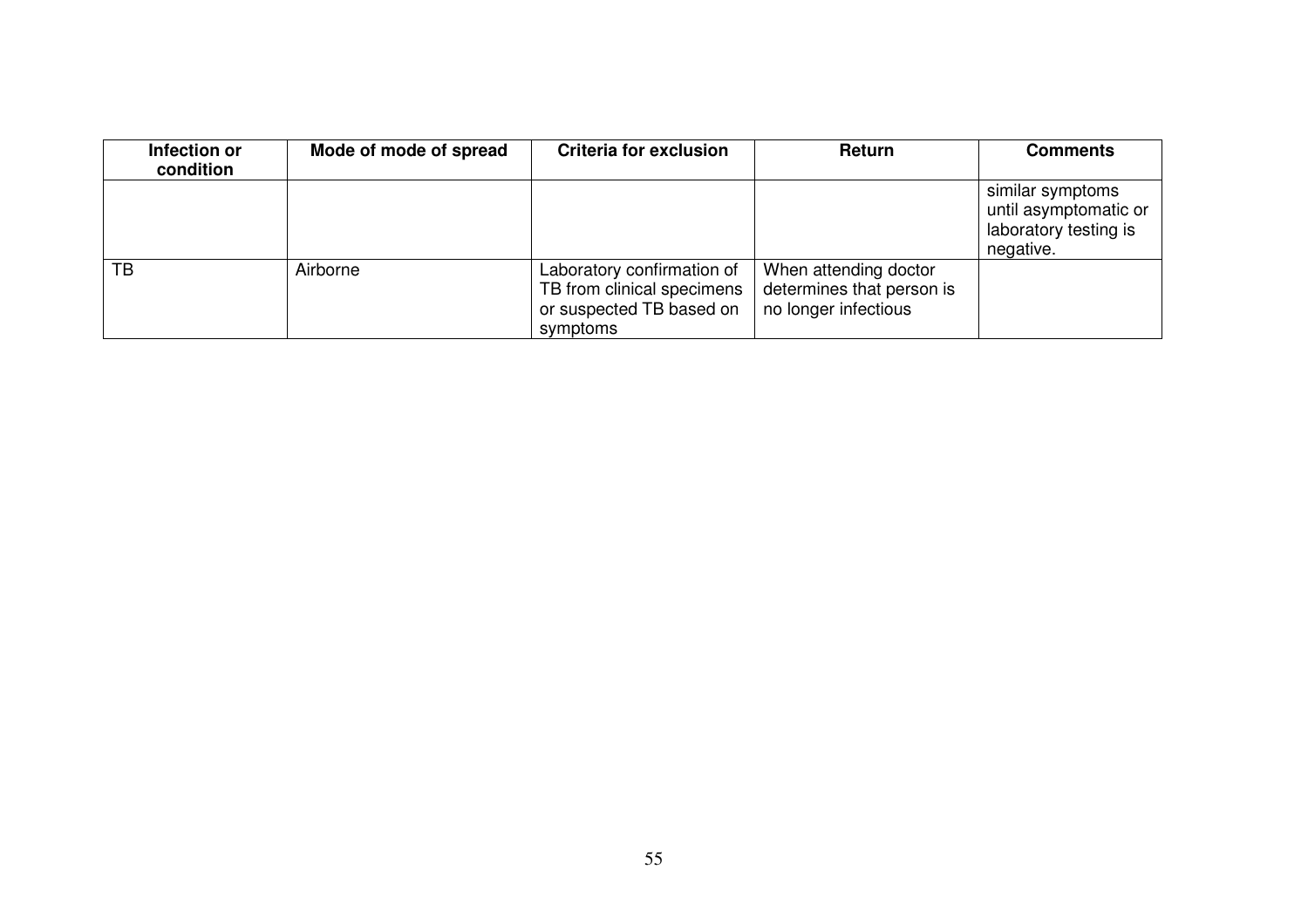| Infection or condition | Mode of mode of spread | Criteria for exclusion | Return | Comments |
| --- | --- | --- | --- | --- |
| | | | | similar symptoms until asymptomatic or laboratory testing is negative. |
| TB | Airborne | Laboratory confirmation of TB from clinical specimens or suspected TB based on symptoms | When attending doctor determines that person is no longer infectious | |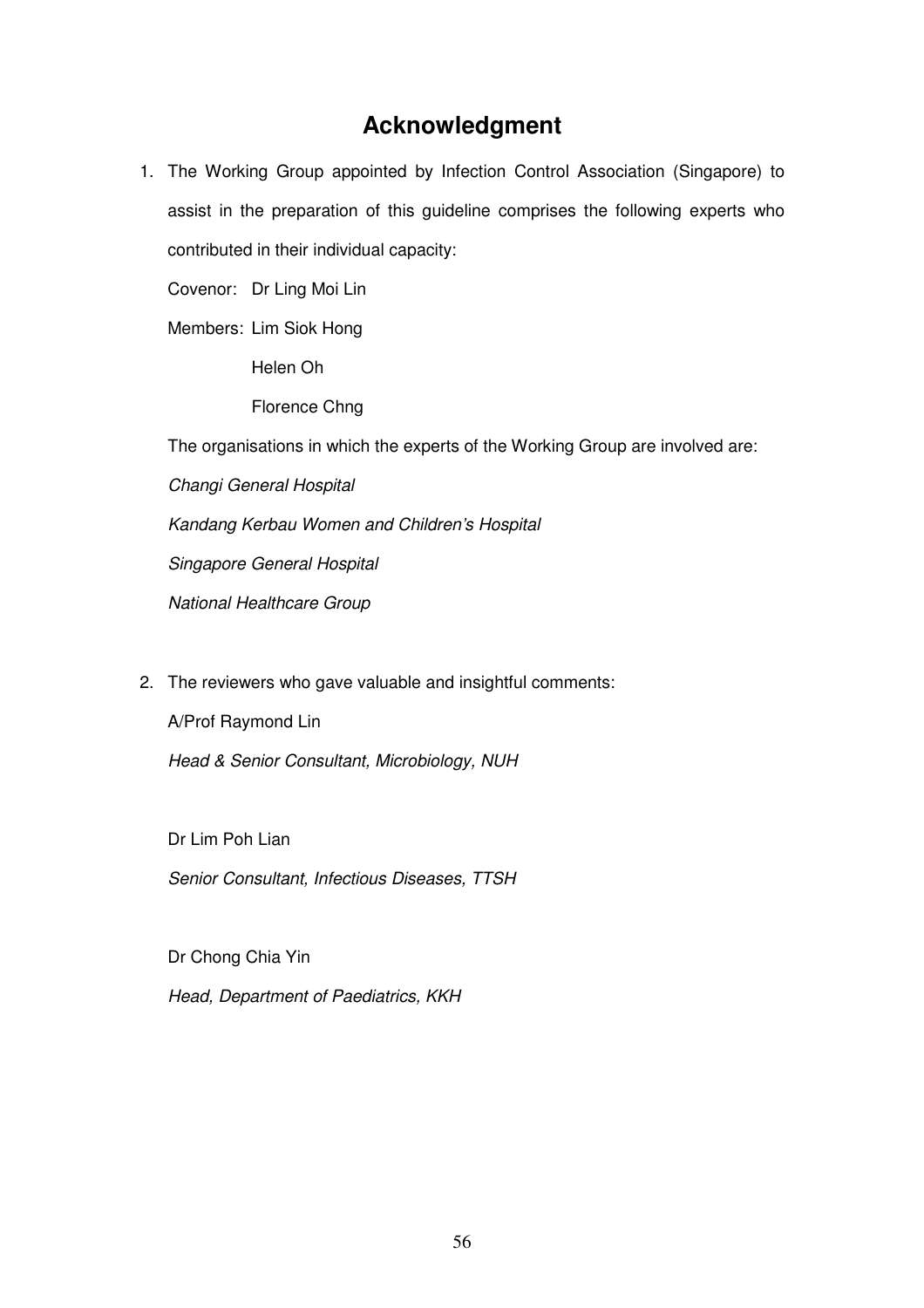# Acknowledgment

1. The Working Group appointed by Infection Control Association (Singapore) to assist in the preparation of this guideline comprises the following experts who contributed in their individual capacity:

   Covenor: Dr Ling Moi Lin

   Members: Lim Siok Hong

   Helen Oh

   Florence Chng

   The organisations in which the experts of the Working Group are involved are:

   *Changi General Hospital*

   *Kandang Kerbau Women and Children's Hospital*

   *Singapore General Hospital*

   *National Healthcare Group*

2. The reviewers who gave valuable and insightful comments:

   A/Prof Raymond Lin

   *Head & Senior Consultant, Microbiology, NUH*

   Dr Lim Poh Lian

   *Senior Consultant, Infectious Diseases, TTSH*

   Dr Chong Chia Yin

   *Head, Department of Paediatrics, KKH*